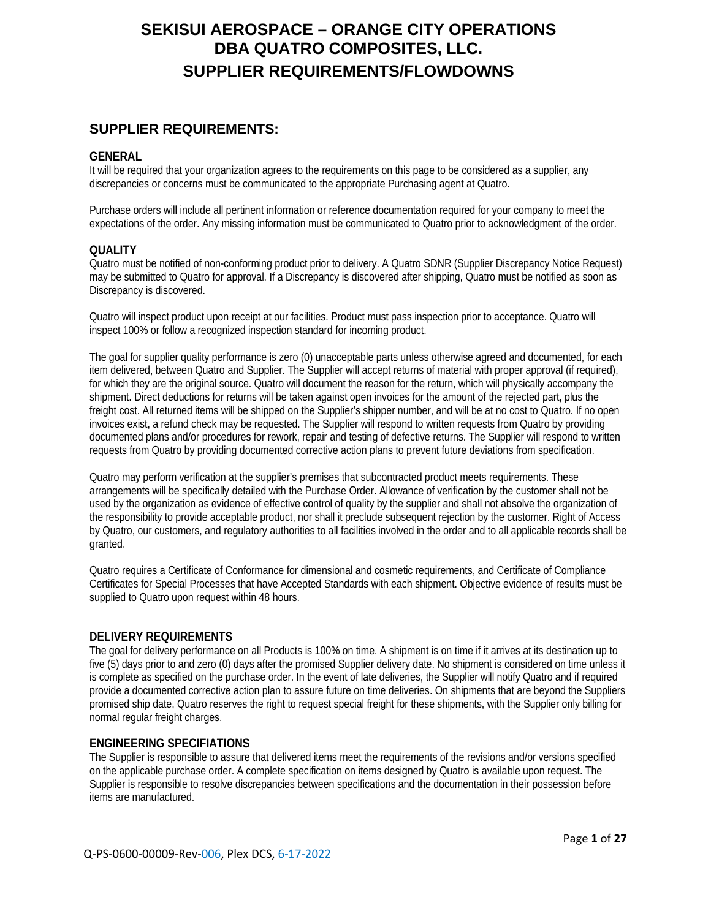# SEKISUI AEROSPACE – ORANGE CITY OPERATIONS DBA QUATRO COMPOSITES, LLC. SUPPLIER REQUIREMENTS/FLOWDOWNS

## SUPPLIER REQUIREMENTS:

### GENERAL

It will be required that your organization agrees to the requirements on this page to be considered as a supplier, any discrepancies or concerns must be communicated to the appropriate Purchasing agent at Quatro.

Purchase orders will include all pertinent information or reference documentation required for your company to meet the expectations of the order. Any missing information must be communicated to Quatro prior to acknowledgment of the order.

### QUALITY

Quatro must be notified of non-conforming product prior to delivery. A Quatro SDNR (Supplier Discrepancy Notice Request) may be submitted to Quatro for approval. If a Discrepancy is discovered after shipping, Quatro must be notified as soon as Discrepancy is discovered.

Quatro will inspect product upon receipt at our facilities. Product must pass inspection prior to acceptance. Quatro will inspect 100% or follow a recognized inspection standard for incoming product.

The goal for supplier quality performance is zero (0) unacceptable parts unless otherwise agreed and documented, for each item delivered, between Quatro and Supplier. The Supplier will accept returns of material with proper approval (if required), for which they are the original source. Quatro will document the reason for the return, which will physically accompany the shipment. Direct deductions for returns will be taken against open invoices for the amount of the rejected part, plus the freight cost. All returned items will be shipped on the Supplier's shipper number, and will be at no cost to Quatro. If no open invoices exist, a refund check may be requested. The Supplier will respond to written requests from Quatro by providing documented plans and/or procedures for rework, repair and testing of defective returns. The Supplier will respond to written requests from Quatro by providing documented corrective action plans to prevent future deviations from specification.

Quatro may perform verification at the supplier's premises that subcontracted product meets requirements. These arrangements will be specifically detailed with the Purchase Order. Allowance of verification by the customer shall not be used by the organization as evidence of effective control of quality by the supplier and shall not absolve the organization of the responsibility to provide acceptable product, nor shall it preclude subsequent rejection by the customer. Right of Access by Quatro, our customers, and regulatory authorities to all facilities involved in the order and to all applicable records shall be granted.

Quatro requires a Certificate of Conformance for dimensional and cosmetic requirements, and Certificate of Compliance Certificates for Special Processes that have Accepted Standards with each shipment. Objective evidence of results must be supplied to Quatro upon request within 48 hours.

### DELIVERY REQUIREMENTS

The goal for delivery performance on all Products is 100% on time. A shipment is on time if it arrives at its destination up to five (5) days prior to and zero (0) days after the promised Supplier delivery date. No shipment is considered on time unless it is complete as specified on the purchase order. In the event of late deliveries, the Supplier will notify Quatro and if required provide a documented corrective action plan to assure future on time deliveries. On shipments that are beyond the Suppliers promised ship date, Quatro reserves the right to request special freight for these shipments, with the Supplier only billing for normal regular freight charges.

### ENGINEERING SPECIFIATIONS

The Supplier is responsible to assure that delivered items meet the requirements of the revisions and/or versions specified on the applicable purchase order. A complete specification on items designed by Quatro is available upon request. The Supplier is responsible to resolve discrepancies between specifications and the documentation in their possession before items are manufactured.

Q-PS-0600-00009-Rev-006, Plex DCS, 6-17-2022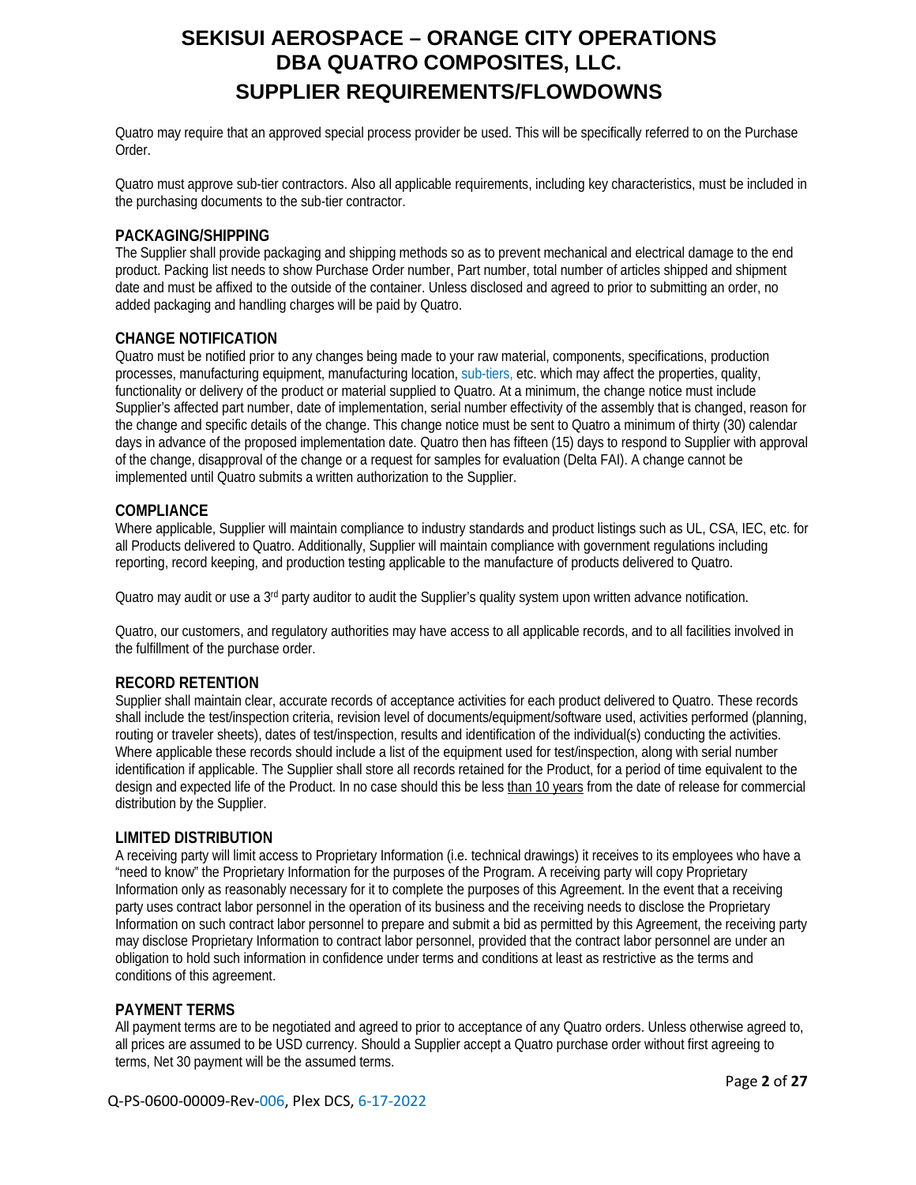Quatro may require that an approved special process provider be used. This will be specifically referred to on the Purchase Order.

Quatro must approve sub-tier contractors. Also all applicable requirements, including key characteristics, must be included in the purchasing documents to the sub-tier contractor.

## PACKAGING/SHIPPING

The Supplier shall provide packaging and shipping methods so as to prevent mechanical and electrical damage to the end product. Packing list needs to show Purchase Order number, Part number, total number of articles shipped and shipment date and must be affixed to the outside of the container. Unless disclosed and agreed to prior to submitting an order, no added packaging and handling charges will be paid by Quatro.

## CHANGE NOTIFICATION

Quatro must be notified prior to any changes being made to your raw material, components, specifications, production processes, manufacturing equipment, manufacturing location, sub-tiers, etc. which may affect the properties, quality, functionality or delivery of the product or material supplied to Quatro. At a minimum, the change notice must include Supplier's affected part number, date of implementation, serial number effectivity of the assembly that is changed, reason for the change and specific details of the change. This change notice must be sent to Quatro a minimum of thirty (30) calendar days in advance of the proposed implementation date. Quatro then has fifteen (15) days to respond to Supplier with approval of the change, disapproval of the change or a request for samples for evaluation (Delta FAI). A change cannot be implemented until Quatro submits a written authorization to the Supplier.

## COMPLIANCE

Where applicable, Supplier will maintain compliance to industry standards and product listings such as UL, CSA, IEC, etc. for all Products delivered to Quatro. Additionally, Supplier will maintain compliance with government regulations including reporting, record keeping, and production testing applicable to the manufacture of products delivered to Quatro.

Quatro may audit or use a 3rd party auditor to audit the Supplier's quality system upon written advance notification.

Quatro, our customers, and regulatory authorities may have access to all applicable records, and to all facilities involved in the fulfillment of the purchase order.

## RECORD RETENTION

Supplier shall maintain clear, accurate records of acceptance activities for each product delivered to Quatro. These records shall include the test/inspection criteria, revision level of documents/equipment/software used, activities performed (planning, routing or traveler sheets), dates of test/inspection, results and identification of the individual(s) conducting the activities. Where applicable these records should include a list of the equipment used for test/inspection, along with serial number identification if applicable. The Supplier shall store all records retained for the Product, for a period of time equivalent to the design and expected life of the Product. In no case should this be less than 10 years from the date of release for commercial distribution by the Supplier.

## LIMITED DISTRIBUTION

A receiving party will limit access to Proprietary Information (i.e. technical drawings) it receives to its employees who have a "need to know" the Proprietary Information for the purposes of the Program. A receiving party will copy Proprietary Information only as reasonably necessary for it to complete the purposes of this Agreement. In the event that a receiving party uses contract labor personnel in the operation of its business and the receiving needs to disclose the Proprietary Information on such contract labor personnel to prepare and submit a bid as permitted by this Agreement, the receiving party may disclose Proprietary Information to contract labor personnel, provided that the contract labor personnel are under an obligation to hold such information in confidence under terms and conditions at least as restrictive as the terms and conditions of this agreement.

## PAYMENT TERMS

All payment terms are to be negotiated and agreed to prior to acceptance of any Quatro orders. Unless otherwise agreed to, all prices are assumed to be USD currency. Should a Supplier accept a Quatro purchase order without first agreeing to terms, Net 30 payment will be the assumed terms.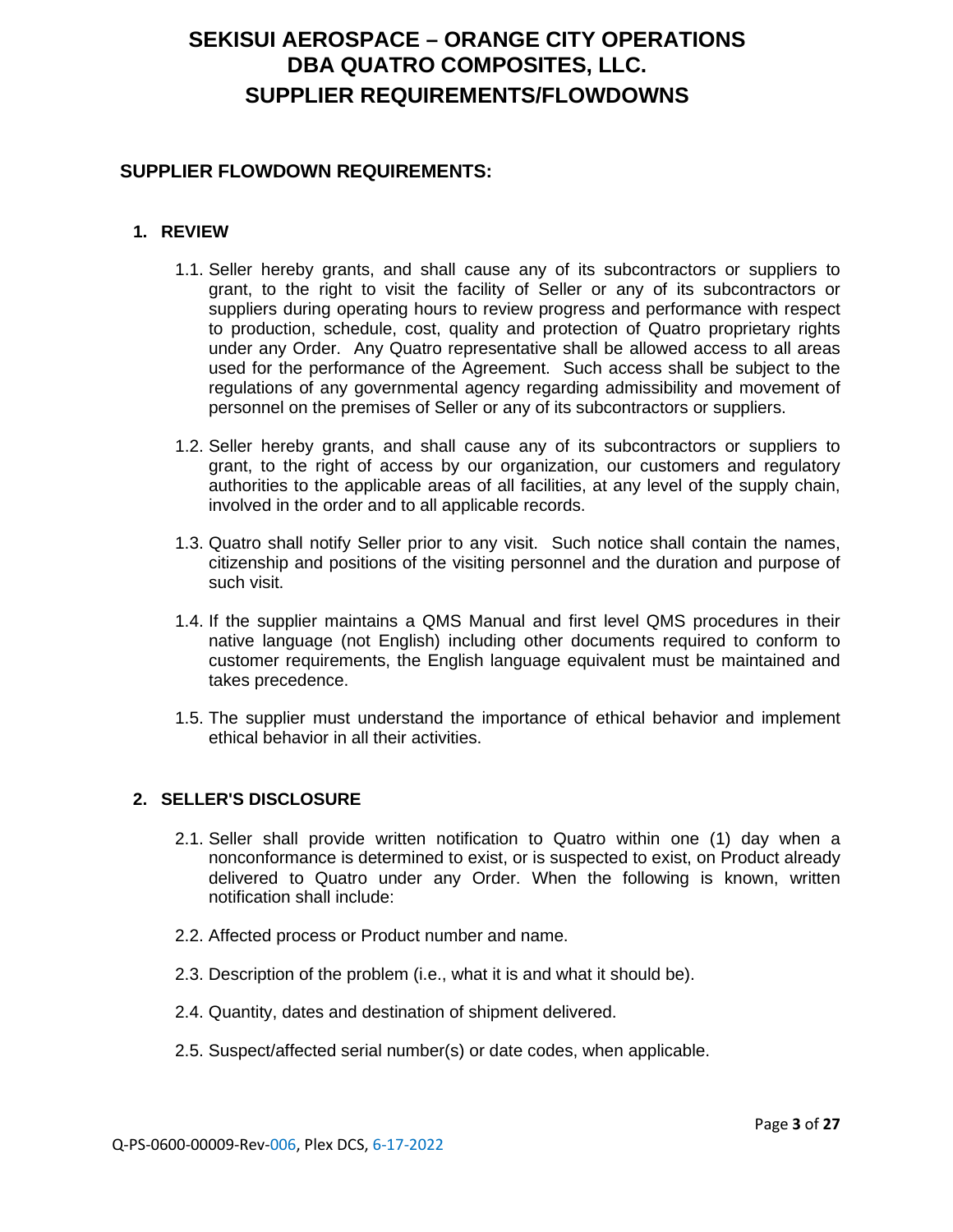# SEKISUI AEROSPACE – ORANGE CITY OPERATIONS
# DBA QUATRO COMPOSITES, LLC.
# SUPPLIER REQUIREMENTS/FLOWDOWNS

## SUPPLIER FLOWDOWN REQUIREMENTS:

### 1. REVIEW

1.1. Seller hereby grants, and shall cause any of its subcontractors or suppliers to grant, to the right to visit the facility of Seller or any of its subcontractors or suppliers during operating hours to review progress and performance with respect to production, schedule, cost, quality and protection of Quatro proprietary rights under any Order. Any Quatro representative shall be allowed access to all areas used for the performance of the Agreement. Such access shall be subject to the regulations of any governmental agency regarding admissibility and movement of personnel on the premises of Seller or any of its subcontractors or suppliers.

1.2. Seller hereby grants, and shall cause any of its subcontractors or suppliers to grant, to the right of access by our organization, our customers and regulatory authorities to the applicable areas of all facilities, at any level of the supply chain, involved in the order and to all applicable records.

1.3. Quatro shall notify Seller prior to any visit. Such notice shall contain the names, citizenship and positions of the visiting personnel and the duration and purpose of such visit.

1.4. If the supplier maintains a QMS Manual and first level QMS procedures in their native language (not English) including other documents required to conform to customer requirements, the English language equivalent must be maintained and takes precedence.

1.5. The supplier must understand the importance of ethical behavior and implement ethical behavior in all their activities.

### 2. SELLER'S DISCLOSURE

2.1. Seller shall provide written notification to Quatro within one (1) day when a nonconformance is determined to exist, or is suspected to exist, on Product already delivered to Quatro under any Order. When the following is known, written notification shall include:

2.2. Affected process or Product number and name.

2.3. Description of the problem (i.e., what it is and what it should be).

2.4. Quantity, dates and destination of shipment delivered.

2.5. Suspect/affected serial number(s) or date codes, when applicable.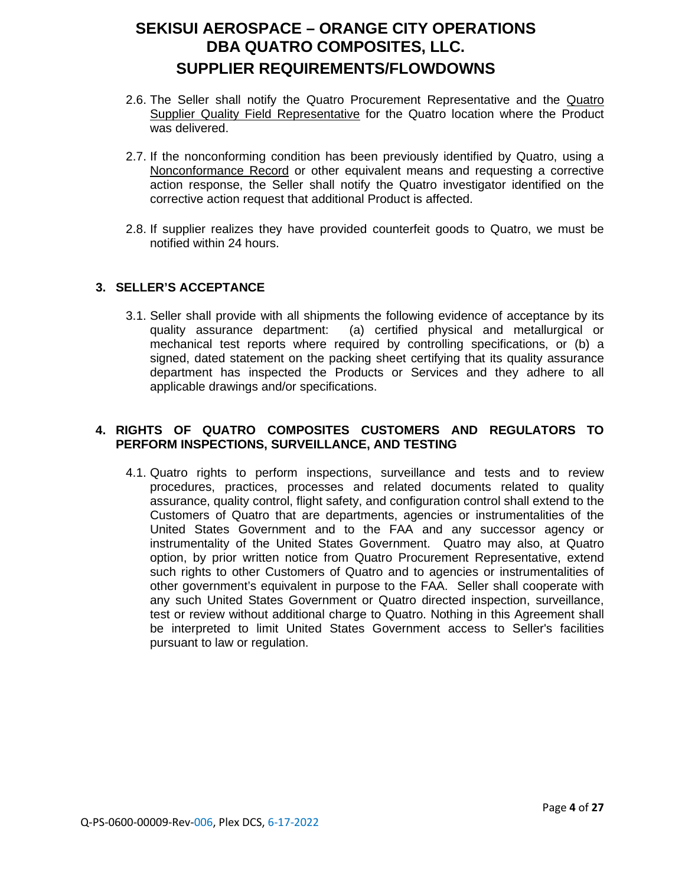2.6. The Seller shall notify the Quatro Procurement Representative and the Quatro Supplier Quality Field Representative for the Quatro location where the Product was delivered.

2.7. If the nonconforming condition has been previously identified by Quatro, using a Nonconformance Record or other equivalent means and requesting a corrective action response, the Seller shall notify the Quatro investigator identified on the corrective action request that additional Product is affected.

2.8. If supplier realizes they have provided counterfeit goods to Quatro, we must be notified within 24 hours.

## 3. SELLER'S ACCEPTANCE

3.1. Seller shall provide with all shipments the following evidence of acceptance by its quality assurance department: (a) certified physical and metallurgical or mechanical test reports where required by controlling specifications, or (b) a signed, dated statement on the packing sheet certifying that its quality assurance department has inspected the Products or Services and they adhere to all applicable drawings and/or specifications.

## 4. RIGHTS OF QUATRO COMPOSITES CUSTOMERS AND REGULATORS TO PERFORM INSPECTIONS, SURVEILLANCE, AND TESTING

4.1. Quatro rights to perform inspections, surveillance and tests and to review procedures, practices, processes and related documents related to quality assurance, quality control, flight safety, and configuration control shall extend to the Customers of Quatro that are departments, agencies or instrumentalities of the United States Government and to the FAA and any successor agency or instrumentality of the United States Government. Quatro may also, at Quatro option, by prior written notice from Quatro Procurement Representative, extend such rights to other Customers of Quatro and to agencies or instrumentalities of other government's equivalent in purpose to the FAA. Seller shall cooperate with any such United States Government or Quatro directed inspection, surveillance, test or review without additional charge to Quatro. Nothing in this Agreement shall be interpreted to limit United States Government access to Seller's facilities pursuant to law or regulation.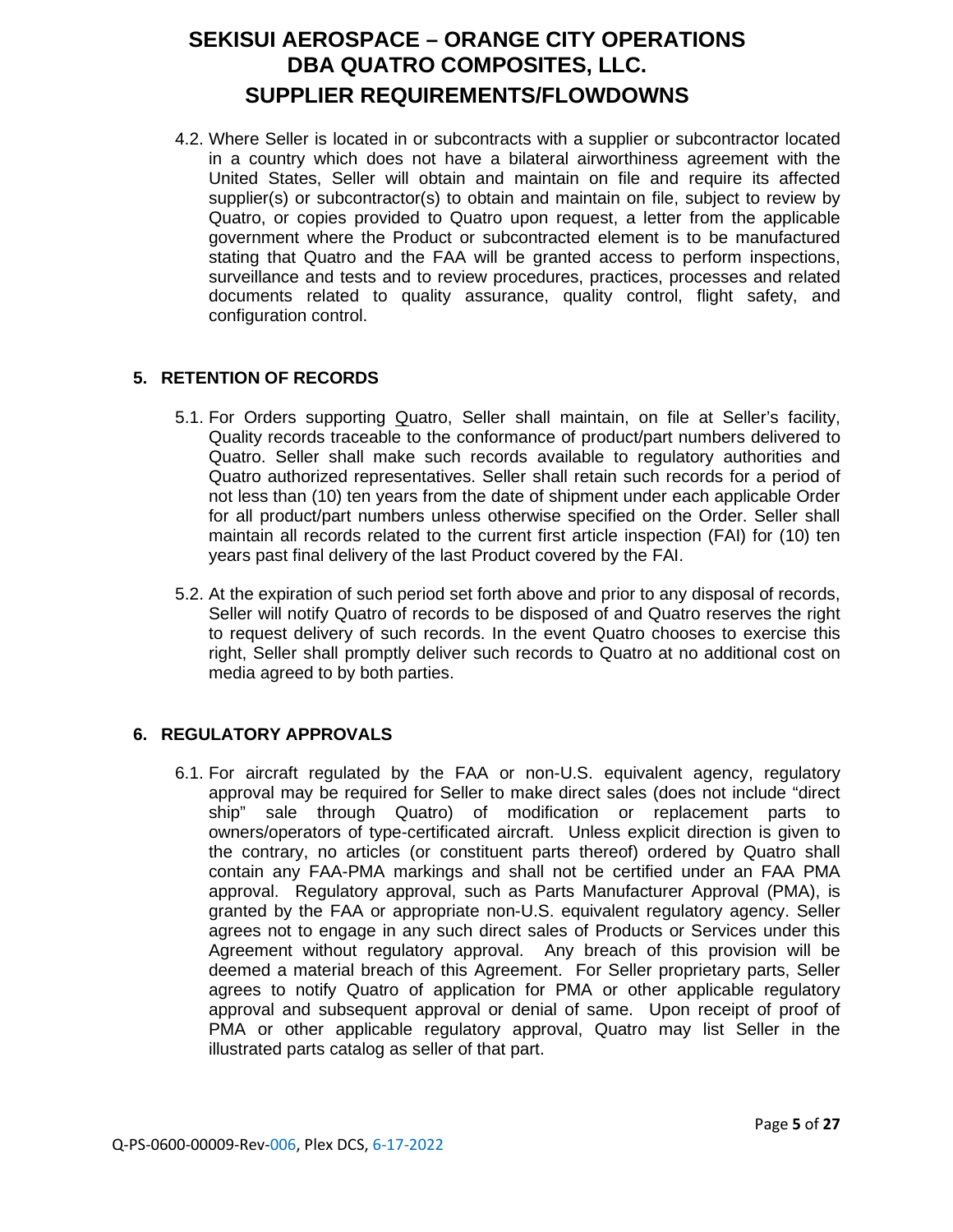4.2. Where Seller is located in or subcontracts with a supplier or subcontractor located in a country which does not have a bilateral airworthiness agreement with the United States, Seller will obtain and maintain on file and require its affected supplier(s) or subcontractor(s) to obtain and maintain on file, subject to review by Quatro, or copies provided to Quatro upon request, a letter from the applicable government where the Product or subcontracted element is to be manufactured stating that Quatro and the FAA will be granted access to perform inspections, surveillance and tests and to review procedures, practices, processes and related documents related to quality assurance, quality control, flight safety, and configuration control.

## 5. RETENTION OF RECORDS

5.1. For Orders supporting Quatro, Seller shall maintain, on file at Seller's facility, Quality records traceable to the conformance of product/part numbers delivered to Quatro. Seller shall make such records available to regulatory authorities and Quatro authorized representatives. Seller shall retain such records for a period of not less than (10) ten years from the date of shipment under each applicable Order for all product/part numbers unless otherwise specified on the Order. Seller shall maintain all records related to the current first article inspection (FAI) for (10) ten years past final delivery of the last Product covered by the FAI.

5.2. At the expiration of such period set forth above and prior to any disposal of records, Seller will notify Quatro of records to be disposed of and Quatro reserves the right to request delivery of such records. In the event Quatro chooses to exercise this right, Seller shall promptly deliver such records to Quatro at no additional cost on media agreed to by both parties.

## 6. REGULATORY APPROVALS

6.1. For aircraft regulated by the FAA or non-U.S. equivalent agency, regulatory approval may be required for Seller to make direct sales (does not include "direct ship" sale through Quatro) of modification or replacement parts to owners/operators of type-certificated aircraft. Unless explicit direction is given to the contrary, no articles (or constituent parts thereof) ordered by Quatro shall contain any FAA-PMA markings and shall not be certified under an FAA PMA approval. Regulatory approval, such as Parts Manufacturer Approval (PMA), is granted by the FAA or appropriate non-U.S. equivalent regulatory agency. Seller agrees not to engage in any such direct sales of Products or Services under this Agreement without regulatory approval. Any breach of this provision will be deemed a material breach of this Agreement. For Seller proprietary parts, Seller agrees to notify Quatro of application for PMA or other applicable regulatory approval and subsequent approval or denial of same. Upon receipt of proof of PMA or other applicable regulatory approval, Quatro may list Seller in the illustrated parts catalog as seller of that part.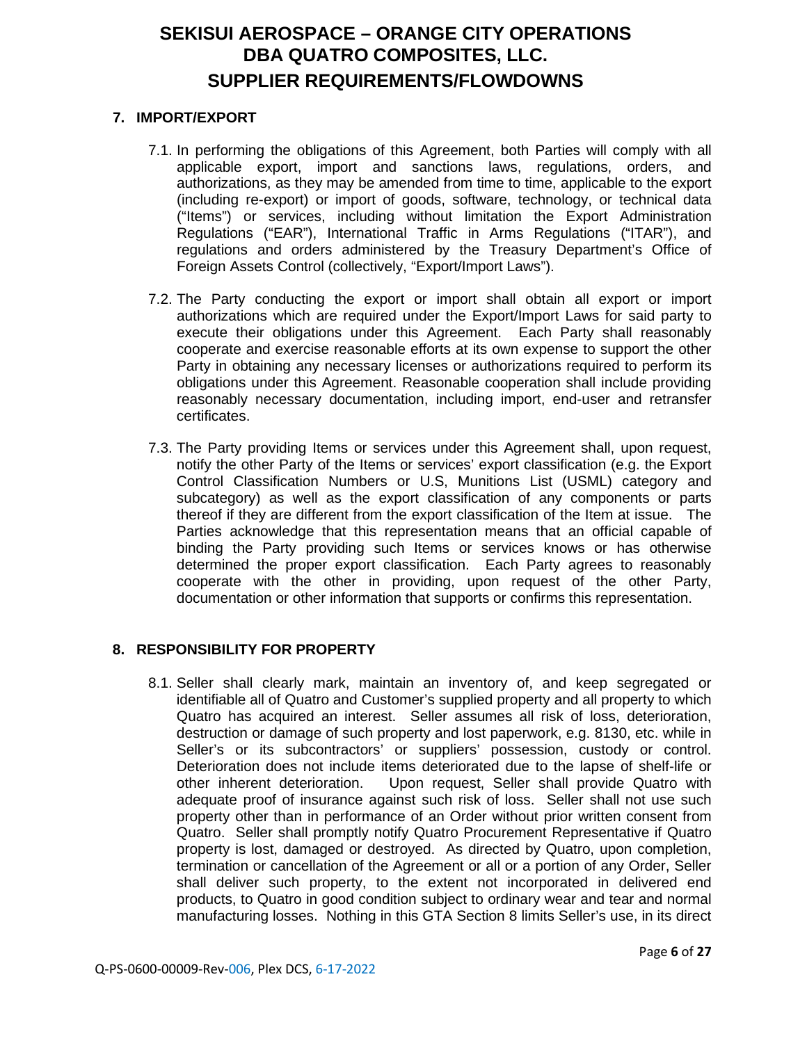## 7. IMPORT/EXPORT

7.1. In performing the obligations of this Agreement, both Parties will comply with all applicable export, import and sanctions laws, regulations, orders, and authorizations, as they may be amended from time to time, applicable to the export (including re-export) or import of goods, software, technology, or technical data ("Items") or services, including without limitation the Export Administration Regulations ("EAR"), International Traffic in Arms Regulations ("ITAR"), and regulations and orders administered by the Treasury Department's Office of Foreign Assets Control (collectively, "Export/Import Laws").

7.2. The Party conducting the export or import shall obtain all export or import authorizations which are required under the Export/Import Laws for said party to execute their obligations under this Agreement. Each Party shall reasonably cooperate and exercise reasonable efforts at its own expense to support the other Party in obtaining any necessary licenses or authorizations required to perform its obligations under this Agreement. Reasonable cooperation shall include providing reasonably necessary documentation, including import, end-user and retransfer certificates.

7.3. The Party providing Items or services under this Agreement shall, upon request, notify the other Party of the Items or services' export classification (e.g. the Export Control Classification Numbers or U.S, Munitions List (USML) category and subcategory) as well as the export classification of any components or parts thereof if they are different from the export classification of the Item at issue. The Parties acknowledge that this representation means that an official capable of binding the Party providing such Items or services knows or has otherwise determined the proper export classification. Each Party agrees to reasonably cooperate with the other in providing, upon request of the other Party, documentation or other information that supports or confirms this representation.

## 8. RESPONSIBILITY FOR PROPERTY

8.1. Seller shall clearly mark, maintain an inventory of, and keep segregated or identifiable all of Quatro and Customer's supplied property and all property to which Quatro has acquired an interest. Seller assumes all risk of loss, deterioration, destruction or damage of such property and lost paperwork, e.g. 8130, etc. while in Seller's or its subcontractors' or suppliers' possession, custody or control. Deterioration does not include items deteriorated due to the lapse of shelf-life or other inherent deterioration. Upon request, Seller shall provide Quatro with adequate proof of insurance against such risk of loss. Seller shall not use such property other than in performance of an Order without prior written consent from Quatro. Seller shall promptly notify Quatro Procurement Representative if Quatro property is lost, damaged or destroyed. As directed by Quatro, upon completion, termination or cancellation of the Agreement or all or a portion of any Order, Seller shall deliver such property, to the extent not incorporated in delivered end products, to Quatro in good condition subject to ordinary wear and tear and normal manufacturing losses. Nothing in this GTA Section 8 limits Seller's use, in its direct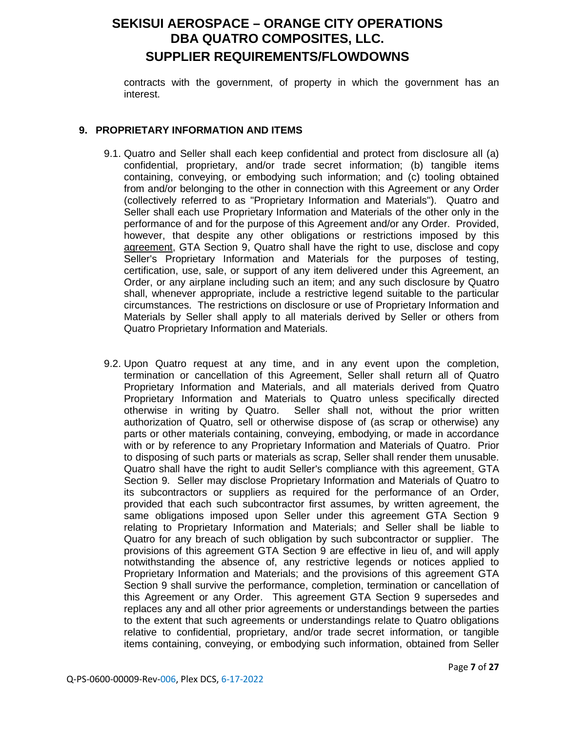contracts with the government, of property in which the government has an interest.

## 9. PROPRIETARY INFORMATION AND ITEMS

9.1. Quatro and Seller shall each keep confidential and protect from disclosure all (a) confidential, proprietary, and/or trade secret information; (b) tangible items containing, conveying, or embodying such information; and (c) tooling obtained from and/or belonging to the other in connection with this Agreement or any Order (collectively referred to as "Proprietary Information and Materials"). Quatro and Seller shall each use Proprietary Information and Materials of the other only in the performance of and for the purpose of this Agreement and/or any Order. Provided, however, that despite any other obligations or restrictions imposed by this agreement, GTA Section 9, Quatro shall have the right to use, disclose and copy Seller's Proprietary Information and Materials for the purposes of testing, certification, use, sale, or support of any item delivered under this Agreement, an Order, or any airplane including such an item; and any such disclosure by Quatro shall, whenever appropriate, include a restrictive legend suitable to the particular circumstances. The restrictions on disclosure or use of Proprietary Information and Materials by Seller shall apply to all materials derived by Seller or others from Quatro Proprietary Information and Materials.

9.2. Upon Quatro request at any time, and in any event upon the completion, termination or cancellation of this Agreement, Seller shall return all of Quatro Proprietary Information and Materials, and all materials derived from Quatro Proprietary Information and Materials to Quatro unless specifically directed otherwise in writing by Quatro. Seller shall not, without the prior written authorization of Quatro, sell or otherwise dispose of (as scrap or otherwise) any parts or other materials containing, conveying, embodying, or made in accordance with or by reference to any Proprietary Information and Materials of Quatro. Prior to disposing of such parts or materials as scrap, Seller shall render them unusable. Quatro shall have the right to audit Seller's compliance with this agreement. GTA Section 9. Seller may disclose Proprietary Information and Materials of Quatro to its subcontractors or suppliers as required for the performance of an Order, provided that each such subcontractor first assumes, by written agreement, the same obligations imposed upon Seller under this agreement GTA Section 9 relating to Proprietary Information and Materials; and Seller shall be liable to Quatro for any breach of such obligation by such subcontractor or supplier. The provisions of this agreement GTA Section 9 are effective in lieu of, and will apply notwithstanding the absence of, any restrictive legends or notices applied to Proprietary Information and Materials; and the provisions of this agreement GTA Section 9 shall survive the performance, completion, termination or cancellation of this Agreement or any Order. This agreement GTA Section 9 supersedes and replaces any and all other prior agreements or understandings between the parties to the extent that such agreements or understandings relate to Quatro obligations relative to confidential, proprietary, and/or trade secret information, or tangible items containing, conveying, or embodying such information, obtained from Seller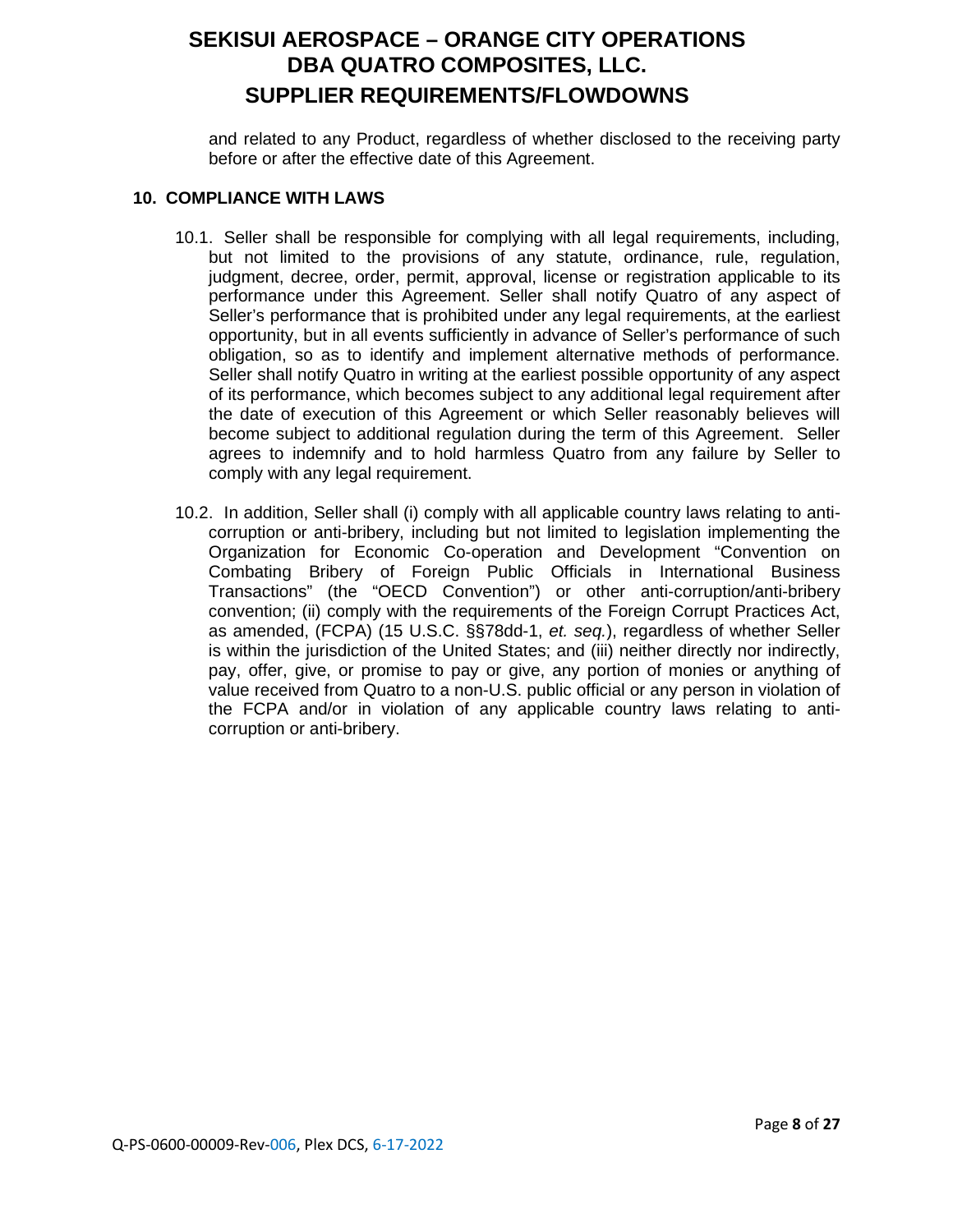and related to any Product, regardless of whether disclosed to the receiving party before or after the effective date of this Agreement.

## 10. COMPLIANCE WITH LAWS

10.1. Seller shall be responsible for complying with all legal requirements, including, but not limited to the provisions of any statute, ordinance, rule, regulation, judgment, decree, order, permit, approval, license or registration applicable to its performance under this Agreement. Seller shall notify Quatro of any aspect of Seller's performance that is prohibited under any legal requirements, at the earliest opportunity, but in all events sufficiently in advance of Seller's performance of such obligation, so as to identify and implement alternative methods of performance. Seller shall notify Quatro in writing at the earliest possible opportunity of any aspect of its performance, which becomes subject to any additional legal requirement after the date of execution of this Agreement or which Seller reasonably believes will become subject to additional regulation during the term of this Agreement. Seller agrees to indemnify and to hold harmless Quatro from any failure by Seller to comply with any legal requirement.

10.2. In addition, Seller shall (i) comply with all applicable country laws relating to anti-corruption or anti-bribery, including but not limited to legislation implementing the Organization for Economic Co-operation and Development "Convention on Combating Bribery of Foreign Public Officials in International Business Transactions" (the "OECD Convention") or other anti-corruption/anti-bribery convention; (ii) comply with the requirements of the Foreign Corrupt Practices Act, as amended, (FCPA) (15 U.S.C. §§78dd-1, *et. seq.*), regardless of whether Seller is within the jurisdiction of the United States; and (iii) neither directly nor indirectly, pay, offer, give, or promise to pay or give, any portion of monies or anything of value received from Quatro to a non-U.S. public official or any person in violation of the FCPA and/or in violation of any applicable country laws relating to anti-corruption or anti-bribery.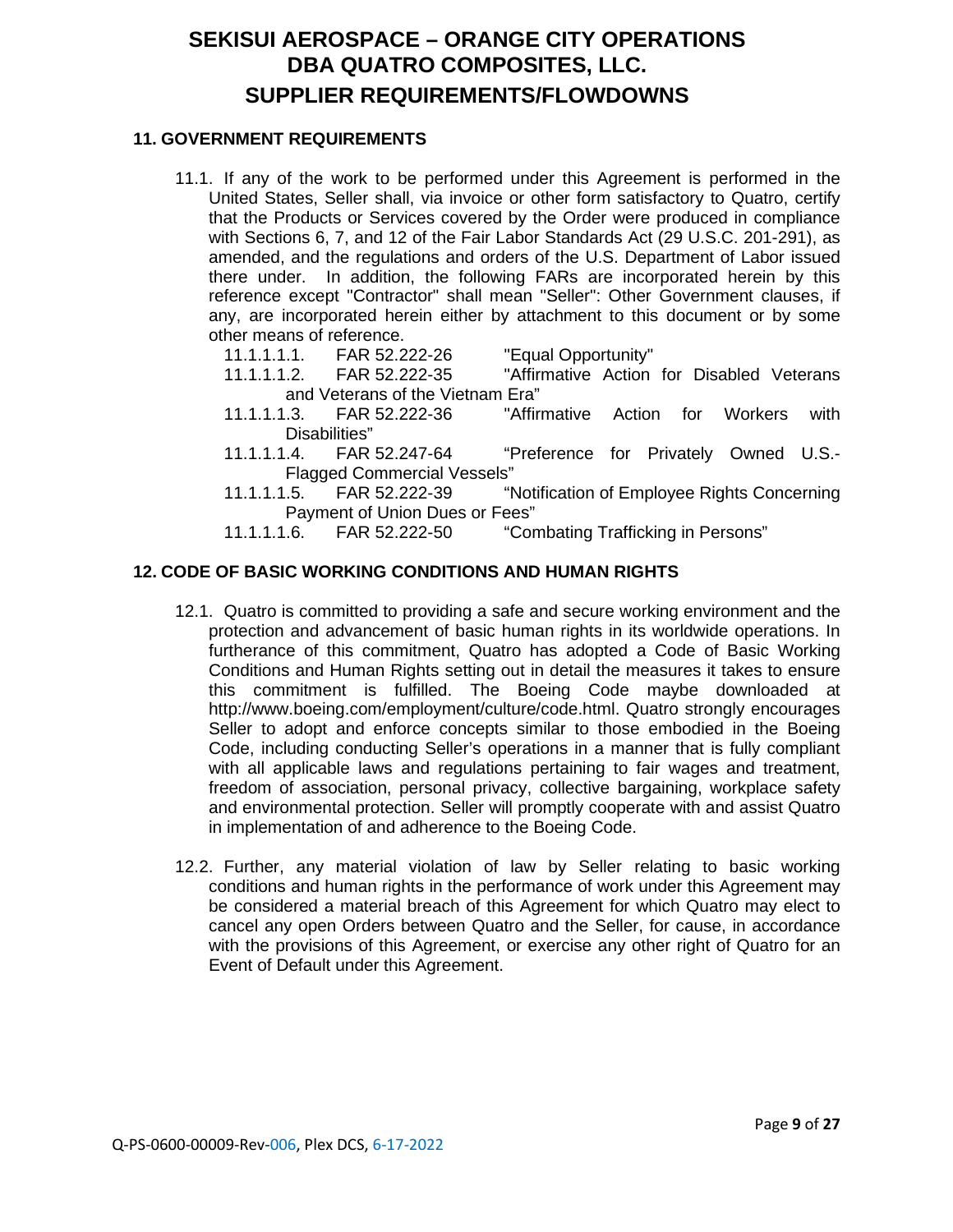## 11. GOVERNMENT REQUIREMENTS

11.1. If any of the work to be performed under this Agreement is performed in the United States, Seller shall, via invoice or other form satisfactory to Quatro, certify that the Products or Services covered by the Order were produced in compliance with Sections 6, 7, and 12 of the Fair Labor Standards Act (29 U.S.C. 201-291), as amended, and the regulations and orders of the U.S. Department of Labor issued there under. In addition, the following FARs are incorporated herein by this reference except "Contractor" shall mean "Seller": Other Government clauses, if any, are incorporated herein either by attachment to this document or by some other means of reference.

- 11.1.1.1.1. FAR 52.222-26 "Equal Opportunity"
- 11.1.1.1.2. FAR 52.222-35 "Affirmative Action for Disabled Veterans and Veterans of the Vietnam Era"
- 11.1.1.1.3. FAR 52.222-36 "Affirmative Action for Workers with Disabilities"
- 11.1.1.1.4. FAR 52.247-64 "Preference for Privately Owned U.S.-Flagged Commercial Vessels"
- 11.1.1.1.5. FAR 52.222-39 "Notification of Employee Rights Concerning Payment of Union Dues or Fees"
- 11.1.1.1.6. FAR 52.222-50 "Combating Trafficking in Persons"

## 12. CODE OF BASIC WORKING CONDITIONS AND HUMAN RIGHTS

12.1. Quatro is committed to providing a safe and secure working environment and the protection and advancement of basic human rights in its worldwide operations. In furtherance of this commitment, Quatro has adopted a Code of Basic Working Conditions and Human Rights setting out in detail the measures it takes to ensure this commitment is fulfilled. The Boeing Code maybe downloaded at http://www.boeing.com/employment/culture/code.html. Quatro strongly encourages Seller to adopt and enforce concepts similar to those embodied in the Boeing Code, including conducting Seller's operations in a manner that is fully compliant with all applicable laws and regulations pertaining to fair wages and treatment, freedom of association, personal privacy, collective bargaining, workplace safety and environmental protection. Seller will promptly cooperate with and assist Quatro in implementation of and adherence to the Boeing Code.

12.2. Further, any material violation of law by Seller relating to basic working conditions and human rights in the performance of work under this Agreement may be considered a material breach of this Agreement for which Quatro may elect to cancel any open Orders between Quatro and the Seller, for cause, in accordance with the provisions of this Agreement, or exercise any other right of Quatro for an Event of Default under this Agreement.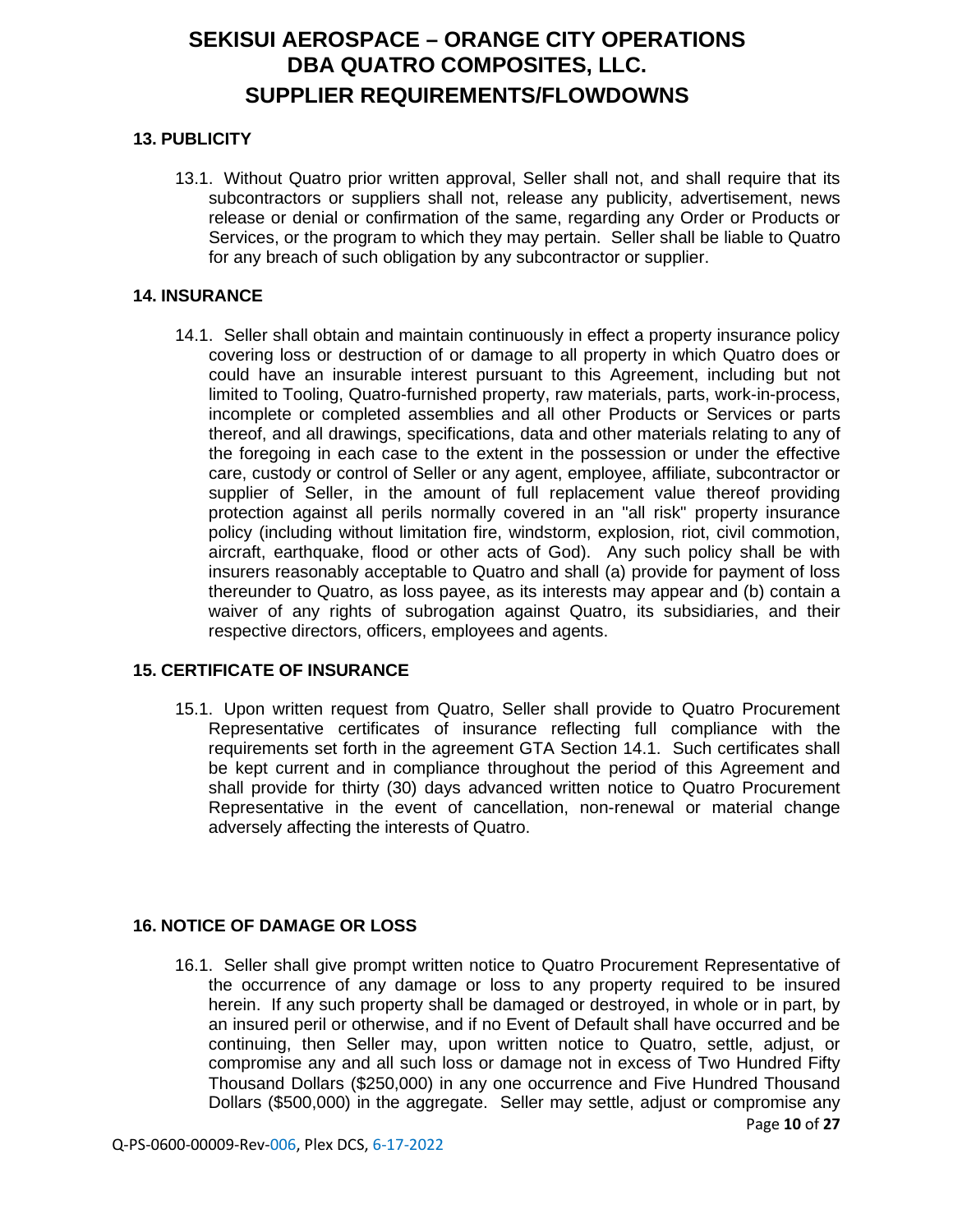### 13. PUBLICITY

13.1. Without Quatro prior written approval, Seller shall not, and shall require that its subcontractors or suppliers shall not, release any publicity, advertisement, news release or denial or confirmation of the same, regarding any Order or Products or Services, or the program to which they may pertain. Seller shall be liable to Quatro for any breach of such obligation by any subcontractor or supplier.

### 14. INSURANCE

14.1. Seller shall obtain and maintain continuously in effect a property insurance policy covering loss or destruction of or damage to all property in which Quatro does or could have an insurable interest pursuant to this Agreement, including but not limited to Tooling, Quatro-furnished property, raw materials, parts, work-in-process, incomplete or completed assemblies and all other Products or Services or parts thereof, and all drawings, specifications, data and other materials relating to any of the foregoing in each case to the extent in the possession or under the effective care, custody or control of Seller or any agent, employee, affiliate, subcontractor or supplier of Seller, in the amount of full replacement value thereof providing protection against all perils normally covered in an "all risk" property insurance policy (including without limitation fire, windstorm, explosion, riot, civil commotion, aircraft, earthquake, flood or other acts of God). Any such policy shall be with insurers reasonably acceptable to Quatro and shall (a) provide for payment of loss thereunder to Quatro, as loss payee, as its interests may appear and (b) contain a waiver of any rights of subrogation against Quatro, its subsidiaries, and their respective directors, officers, employees and agents.

### 15. CERTIFICATE OF INSURANCE

15.1. Upon written request from Quatro, Seller shall provide to Quatro Procurement Representative certificates of insurance reflecting full compliance with the requirements set forth in the agreement GTA Section 14.1. Such certificates shall be kept current and in compliance throughout the period of this Agreement and shall provide for thirty (30) days advanced written notice to Quatro Procurement Representative in the event of cancellation, non-renewal or material change adversely affecting the interests of Quatro.

### 16. NOTICE OF DAMAGE OR LOSS

16.1. Seller shall give prompt written notice to Quatro Procurement Representative of the occurrence of any damage or loss to any property required to be insured herein. If any such property shall be damaged or destroyed, in whole or in part, by an insured peril or otherwise, and if no Event of Default shall have occurred and be continuing, then Seller may, upon written notice to Quatro, settle, adjust, or compromise any and all such loss or damage not in excess of Two Hundred Fifty Thousand Dollars ($250,000) in any one occurrence and Five Hundred Thousand Dollars ($500,000) in the aggregate. Seller may settle, adjust or compromise any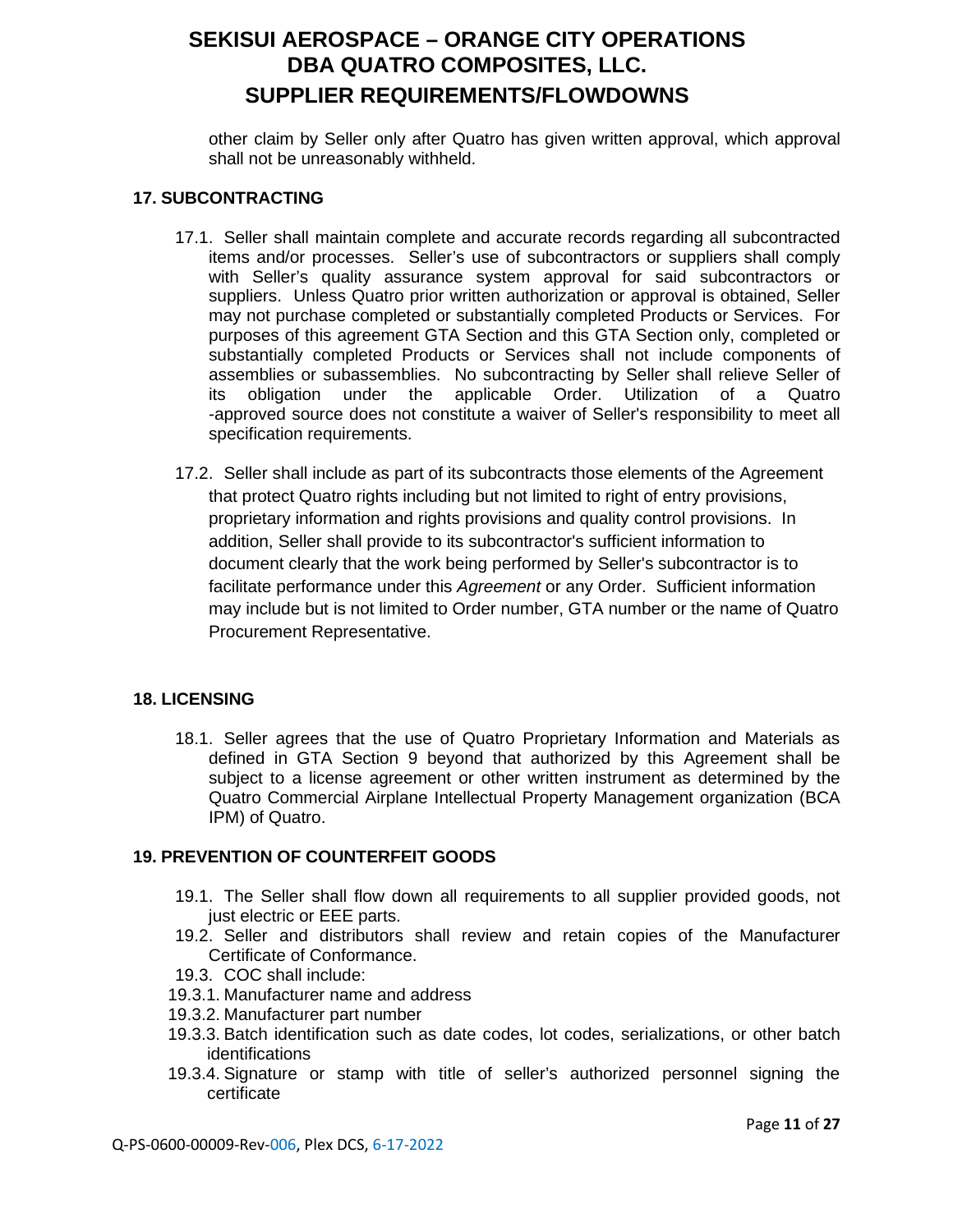other claim by Seller only after Quatro has given written approval, which approval shall not be unreasonably withheld.

## 17. SUBCONTRACTING

17.1. Seller shall maintain complete and accurate records regarding all subcontracted items and/or processes. Seller's use of subcontractors or suppliers shall comply with Seller's quality assurance system approval for said subcontractors or suppliers. Unless Quatro prior written authorization or approval is obtained, Seller may not purchase completed or substantially completed Products or Services. For purposes of this agreement GTA Section and this GTA Section only, completed or substantially completed Products or Services shall not include components of assemblies or subassemblies. No subcontracting by Seller shall relieve Seller of its obligation under the applicable Order. Utilization of a Quatro -approved source does not constitute a waiver of Seller's responsibility to meet all specification requirements.

17.2. Seller shall include as part of its subcontracts those elements of the Agreement that protect Quatro rights including but not limited to right of entry provisions, proprietary information and rights provisions and quality control provisions. In addition, Seller shall provide to its subcontractor's sufficient information to document clearly that the work being performed by Seller's subcontractor is to facilitate performance under this *Agreement* or any Order. Sufficient information may include but is not limited to Order number, GTA number or the name of Quatro Procurement Representative.

## 18. LICENSING

18.1. Seller agrees that the use of Quatro Proprietary Information and Materials as defined in GTA Section 9 beyond that authorized by this Agreement shall be subject to a license agreement or other written instrument as determined by the Quatro Commercial Airplane Intellectual Property Management organization (BCA IPM) of Quatro.

## 19. PREVENTION OF COUNTERFEIT GOODS

19.1. The Seller shall flow down all requirements to all supplier provided goods, not just electric or EEE parts.

19.2. Seller and distributors shall review and retain copies of the Manufacturer Certificate of Conformance.

19.3. COC shall include:

19.3.1. Manufacturer name and address

19.3.2. Manufacturer part number

19.3.3. Batch identification such as date codes, lot codes, serializations, or other batch identifications

19.3.4. Signature or stamp with title of seller's authorized personnel signing the certificate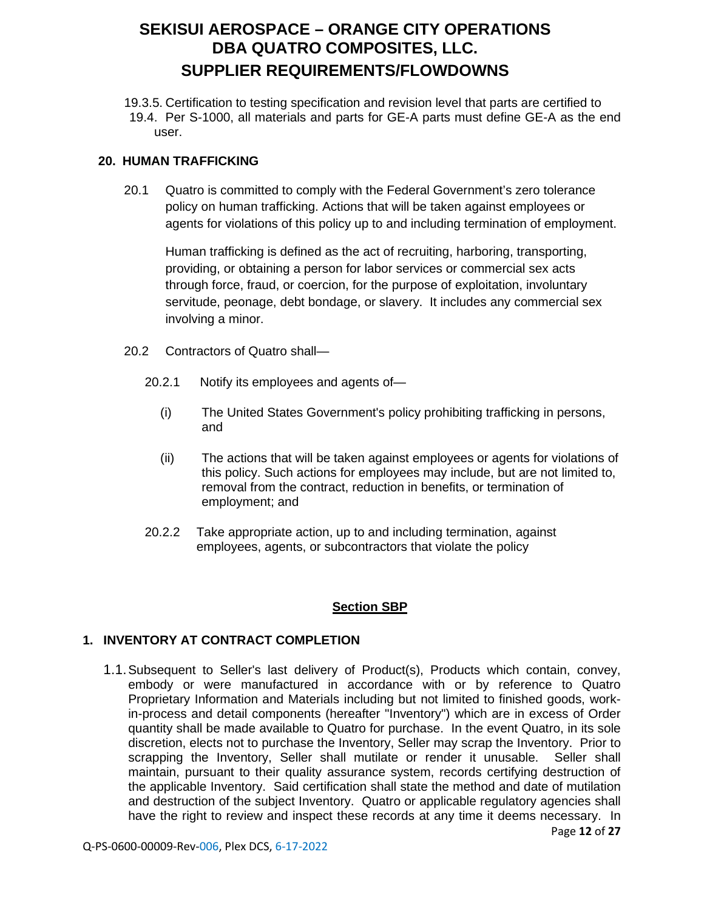19.3.5. Certification to testing specification and revision level that parts are certified to

19.4. Per S-1000, all materials and parts for GE-A parts must define GE-A as the end user.

## 20. HUMAN TRAFFICKING

20.1 Quatro is committed to comply with the Federal Government's zero tolerance policy on human trafficking. Actions that will be taken against employees or agents for violations of this policy up to and including termination of employment.

Human trafficking is defined as the act of recruiting, harboring, transporting, providing, or obtaining a person for labor services or commercial sex acts through force, fraud, or coercion, for the purpose of exploitation, involuntary servitude, peonage, debt bondage, or slavery. It includes any commercial sex involving a minor.

20.2 Contractors of Quatro shall—

20.2.1 Notify its employees and agents of—

(i) The United States Government's policy prohibiting trafficking in persons, and

(ii) The actions that will be taken against employees or agents for violations of this policy. Such actions for employees may include, but are not limited to, removal from the contract, reduction in benefits, or termination of employment; and

20.2.2 Take appropriate action, up to and including termination, against employees, agents, or subcontractors that violate the policy

# Section SBP

## 1. INVENTORY AT CONTRACT COMPLETION

1.1. Subsequent to Seller's last delivery of Product(s), Products which contain, convey, embody or were manufactured in accordance with or by reference to Quatro Proprietary Information and Materials including but not limited to finished goods, work-in-process and detail components (hereafter "Inventory") which are in excess of Order quantity shall be made available to Quatro for purchase. In the event Quatro, in its sole discretion, elects not to purchase the Inventory, Seller may scrap the Inventory. Prior to scrapping the Inventory, Seller shall mutilate or render it unusable. Seller shall maintain, pursuant to their quality assurance system, records certifying destruction of the applicable Inventory. Said certification shall state the method and date of mutilation and destruction of the subject Inventory. Quatro or applicable regulatory agencies shall have the right to review and inspect these records at any time it deems necessary. In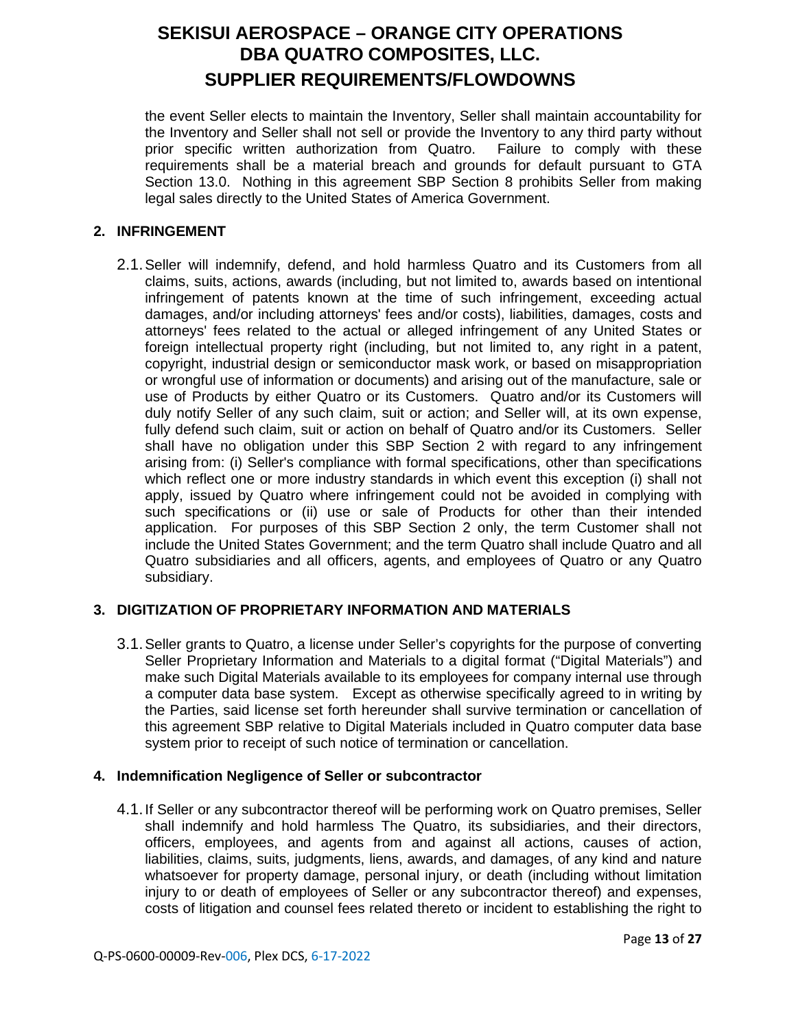the event Seller elects to maintain the Inventory, Seller shall maintain accountability for the Inventory and Seller shall not sell or provide the Inventory to any third party without prior specific written authorization from Quatro. Failure to comply with these requirements shall be a material breach and grounds for default pursuant to GTA Section 13.0. Nothing in this agreement SBP Section 8 prohibits Seller from making legal sales directly to the United States of America Government.

## 2. INFRINGEMENT

2.1. Seller will indemnify, defend, and hold harmless Quatro and its Customers from all claims, suits, actions, awards (including, but not limited to, awards based on intentional infringement of patents known at the time of such infringement, exceeding actual damages, and/or including attorneys' fees and/or costs), liabilities, damages, costs and attorneys' fees related to the actual or alleged infringement of any United States or foreign intellectual property right (including, but not limited to, any right in a patent, copyright, industrial design or semiconductor mask work, or based on misappropriation or wrongful use of information or documents) and arising out of the manufacture, sale or use of Products by either Quatro or its Customers. Quatro and/or its Customers will duly notify Seller of any such claim, suit or action; and Seller will, at its own expense, fully defend such claim, suit or action on behalf of Quatro and/or its Customers. Seller shall have no obligation under this SBP Section 2 with regard to any infringement arising from: (i) Seller's compliance with formal specifications, other than specifications which reflect one or more industry standards in which event this exception (i) shall not apply, issued by Quatro where infringement could not be avoided in complying with such specifications or (ii) use or sale of Products for other than their intended application. For purposes of this SBP Section 2 only, the term Customer shall not include the United States Government; and the term Quatro shall include Quatro and all Quatro subsidiaries and all officers, agents, and employees of Quatro or any Quatro subsidiary.

## 3. DIGITIZATION OF PROPRIETARY INFORMATION AND MATERIALS

3.1. Seller grants to Quatro, a license under Seller's copyrights for the purpose of converting Seller Proprietary Information and Materials to a digital format ("Digital Materials") and make such Digital Materials available to its employees for company internal use through a computer data base system. Except as otherwise specifically agreed to in writing by the Parties, said license set forth hereunder shall survive termination or cancellation of this agreement SBP relative to Digital Materials included in Quatro computer data base system prior to receipt of such notice of termination or cancellation.

## 4. Indemnification Negligence of Seller or subcontractor

4.1. If Seller or any subcontractor thereof will be performing work on Quatro premises, Seller shall indemnify and hold harmless The Quatro, its subsidiaries, and their directors, officers, employees, and agents from and against all actions, causes of action, liabilities, claims, suits, judgments, liens, awards, and damages, of any kind and nature whatsoever for property damage, personal injury, or death (including without limitation injury to or death of employees of Seller or any subcontractor thereof) and expenses, costs of litigation and counsel fees related thereto or incident to establishing the right to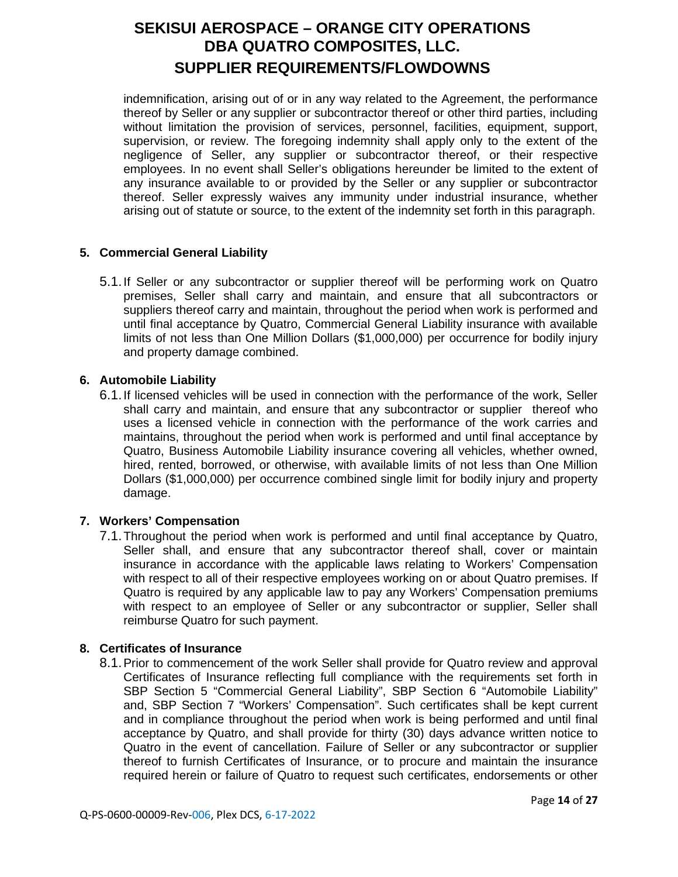indemnification, arising out of or in any way related to the Agreement, the performance thereof by Seller or any supplier or subcontractor thereof or other third parties, including without limitation the provision of services, personnel, facilities, equipment, support, supervision, or review. The foregoing indemnity shall apply only to the extent of the negligence of Seller, any supplier or subcontractor thereof, or their respective employees. In no event shall Seller's obligations hereunder be limited to the extent of any insurance available to or provided by the Seller or any supplier or subcontractor thereof. Seller expressly waives any immunity under industrial insurance, whether arising out of statute or source, to the extent of the indemnity set forth in this paragraph.

**5. Commercial General Liability**

5.1. If Seller or any subcontractor or supplier thereof will be performing work on Quatro premises, Seller shall carry and maintain, and ensure that all subcontractors or suppliers thereof carry and maintain, throughout the period when work is performed and until final acceptance by Quatro, Commercial General Liability insurance with available limits of not less than One Million Dollars ($1,000,000) per occurrence for bodily injury and property damage combined.

**6. Automobile Liability**

6.1. If licensed vehicles will be used in connection with the performance of the work, Seller shall carry and maintain, and ensure that any subcontractor or supplier thereof who uses a licensed vehicle in connection with the performance of the work carries and maintains, throughout the period when work is performed and until final acceptance by Quatro, Business Automobile Liability insurance covering all vehicles, whether owned, hired, rented, borrowed, or otherwise, with available limits of not less than One Million Dollars ($1,000,000) per occurrence combined single limit for bodily injury and property damage.

**7. Workers' Compensation**

7.1. Throughout the period when work is performed and until final acceptance by Quatro, Seller shall, and ensure that any subcontractor thereof shall, cover or maintain insurance in accordance with the applicable laws relating to Workers' Compensation with respect to all of their respective employees working on or about Quatro premises. If Quatro is required by any applicable law to pay any Workers' Compensation premiums with respect to an employee of Seller or any subcontractor or supplier, Seller shall reimburse Quatro for such payment.

**8. Certificates of Insurance**

8.1. Prior to commencement of the work Seller shall provide for Quatro review and approval Certificates of Insurance reflecting full compliance with the requirements set forth in SBP Section 5 "Commercial General Liability", SBP Section 6 "Automobile Liability" and, SBP Section 7 "Workers' Compensation". Such certificates shall be kept current and in compliance throughout the period when work is being performed and until final acceptance by Quatro, and shall provide for thirty (30) days advance written notice to Quatro in the event of cancellation. Failure of Seller or any subcontractor or supplier thereof to furnish Certificates of Insurance, or to procure and maintain the insurance required herein or failure of Quatro to request such certificates, endorsements or other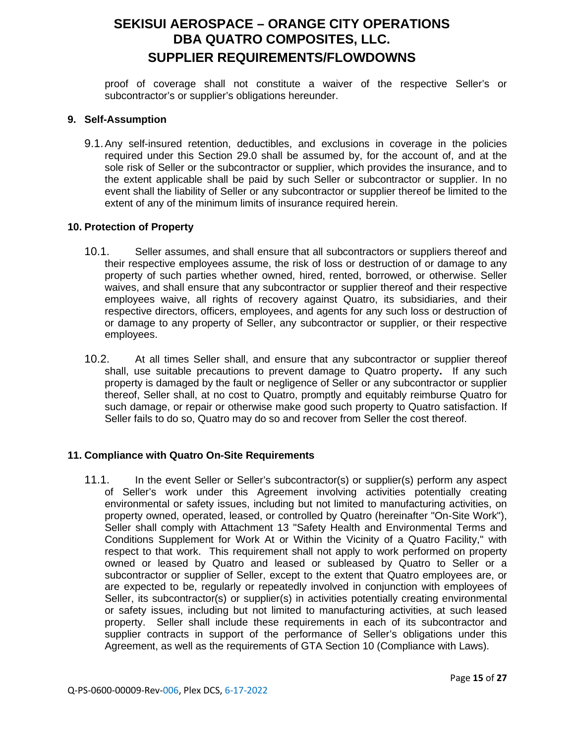proof of coverage shall not constitute a waiver of the respective Seller's or subcontractor's or supplier's obligations hereunder.

## 9. Self-Assumption

9.1. Any self-insured retention, deductibles, and exclusions in coverage in the policies required under this Section 29.0 shall be assumed by, for the account of, and at the sole risk of Seller or the subcontractor or supplier, which provides the insurance, and to the extent applicable shall be paid by such Seller or subcontractor or supplier. In no event shall the liability of Seller or any subcontractor or supplier thereof be limited to the extent of any of the minimum limits of insurance required herein.

## 10. Protection of Property

10.1. Seller assumes, and shall ensure that all subcontractors or suppliers thereof and their respective employees assume, the risk of loss or destruction of or damage to any property of such parties whether owned, hired, rented, borrowed, or otherwise. Seller waives, and shall ensure that any subcontractor or supplier thereof and their respective employees waive, all rights of recovery against Quatro, its subsidiaries, and their respective directors, officers, employees, and agents for any such loss or destruction of or damage to any property of Seller, any subcontractor or supplier, or their respective employees.

10.2. At all times Seller shall, and ensure that any subcontractor or supplier thereof shall, use suitable precautions to prevent damage to Quatro property**.** If any such property is damaged by the fault or negligence of Seller or any subcontractor or supplier thereof, Seller shall, at no cost to Quatro, promptly and equitably reimburse Quatro for such damage, or repair or otherwise make good such property to Quatro satisfaction. If Seller fails to do so, Quatro may do so and recover from Seller the cost thereof.

## 11. Compliance with Quatro On-Site Requirements

11.1. In the event Seller or Seller's subcontractor(s) or supplier(s) perform any aspect of Seller's work under this Agreement involving activities potentially creating environmental or safety issues, including but not limited to manufacturing activities, on property owned, operated, leased, or controlled by Quatro (hereinafter "On-Site Work"), Seller shall comply with Attachment 13 "Safety Health and Environmental Terms and Conditions Supplement for Work At or Within the Vicinity of a Quatro Facility," with respect to that work. This requirement shall not apply to work performed on property owned or leased by Quatro and leased or subleased by Quatro to Seller or a subcontractor or supplier of Seller, except to the extent that Quatro employees are, or are expected to be, regularly or repeatedly involved in conjunction with employees of Seller, its subcontractor(s) or supplier(s) in activities potentially creating environmental or safety issues, including but not limited to manufacturing activities, at such leased property. Seller shall include these requirements in each of its subcontractor and supplier contracts in support of the performance of Seller's obligations under this Agreement, as well as the requirements of GTA Section 10 (Compliance with Laws).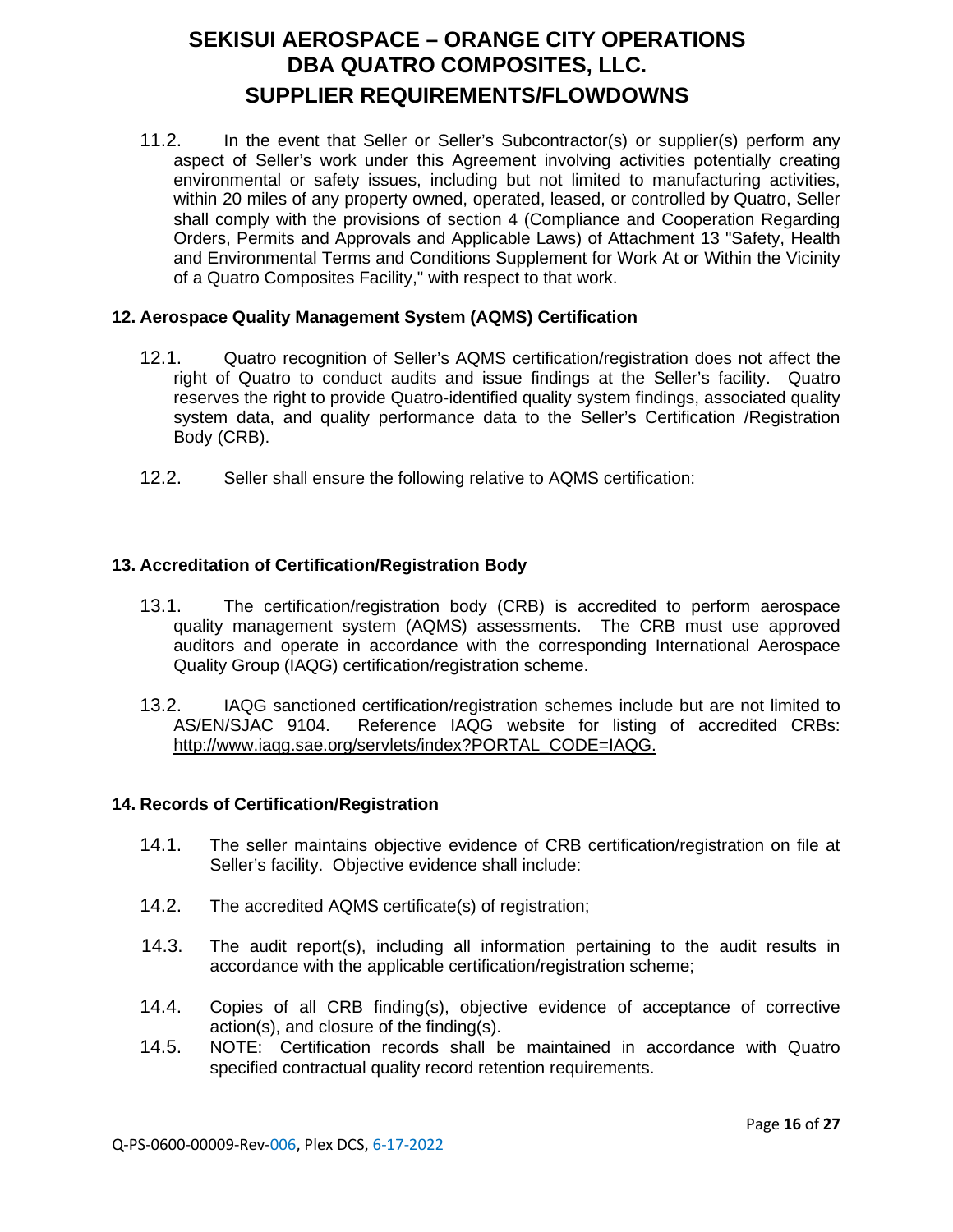11.2. In the event that Seller or Seller's Subcontractor(s) or supplier(s) perform any aspect of Seller's work under this Agreement involving activities potentially creating environmental or safety issues, including but not limited to manufacturing activities, within 20 miles of any property owned, operated, leased, or controlled by Quatro, Seller shall comply with the provisions of section 4 (Compliance and Cooperation Regarding Orders, Permits and Approvals and Applicable Laws) of Attachment 13 "Safety, Health and Environmental Terms and Conditions Supplement for Work At or Within the Vicinity of a Quatro Composites Facility," with respect to that work.

### 12. Aerospace Quality Management System (AQMS) Certification

12.1. Quatro recognition of Seller's AQMS certification/registration does not affect the right of Quatro to conduct audits and issue findings at the Seller's facility. Quatro reserves the right to provide Quatro-identified quality system findings, associated quality system data, and quality performance data to the Seller's Certification /Registration Body (CRB).

12.2. Seller shall ensure the following relative to AQMS certification:

### 13. Accreditation of Certification/Registration Body

13.1. The certification/registration body (CRB) is accredited to perform aerospace quality management system (AQMS) assessments. The CRB must use approved auditors and operate in accordance with the corresponding International Aerospace Quality Group (IAQG) certification/registration scheme.

13.2. IAQG sanctioned certification/registration schemes include but are not limited to AS/EN/SJAC 9104. Reference IAQG website for listing of accredited CRBs: http://www.iaqg.sae.org/servlets/index?PORTAL_CODE=IAQG.

### 14. Records of Certification/Registration

14.1. The seller maintains objective evidence of CRB certification/registration on file at Seller's facility. Objective evidence shall include:

14.2. The accredited AQMS certificate(s) of registration;

14.3. The audit report(s), including all information pertaining to the audit results in accordance with the applicable certification/registration scheme;

14.4. Copies of all CRB finding(s), objective evidence of acceptance of corrective action(s), and closure of the finding(s).

14.5. NOTE: Certification records shall be maintained in accordance with Quatro specified contractual quality record retention requirements.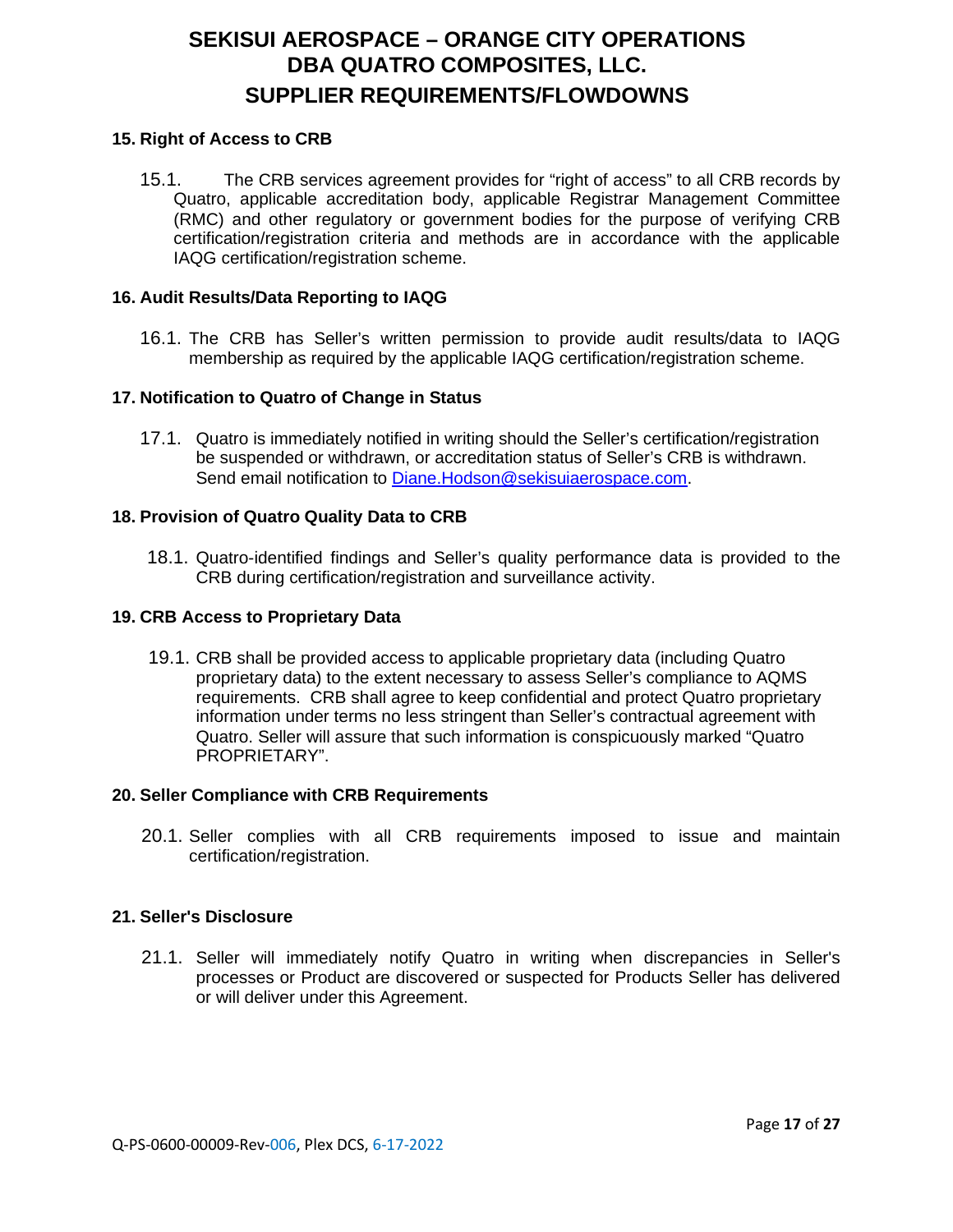### 15. Right of Access to CRB

15.1. The CRB services agreement provides for "right of access" to all CRB records by Quatro, applicable accreditation body, applicable Registrar Management Committee (RMC) and other regulatory or government bodies for the purpose of verifying CRB certification/registration criteria and methods are in accordance with the applicable IAQG certification/registration scheme.

### 16. Audit Results/Data Reporting to IAQG

16.1. The CRB has Seller's written permission to provide audit results/data to IAQG membership as required by the applicable IAQG certification/registration scheme.

### 17. Notification to Quatro of Change in Status

17.1. Quatro is immediately notified in writing should the Seller's certification/registration be suspended or withdrawn, or accreditation status of Seller's CRB is withdrawn. Send email notification to Diane.Hodson@sekisuiaerospace.com.

### 18. Provision of Quatro Quality Data to CRB

18.1. Quatro-identified findings and Seller's quality performance data is provided to the CRB during certification/registration and surveillance activity.

### 19. CRB Access to Proprietary Data

19.1. CRB shall be provided access to applicable proprietary data (including Quatro proprietary data) to the extent necessary to assess Seller's compliance to AQMS requirements. CRB shall agree to keep confidential and protect Quatro proprietary information under terms no less stringent than Seller's contractual agreement with Quatro. Seller will assure that such information is conspicuously marked "Quatro PROPRIETARY".

### 20. Seller Compliance with CRB Requirements

20.1. Seller complies with all CRB requirements imposed to issue and maintain certification/registration.

### 21. Seller's Disclosure

21.1. Seller will immediately notify Quatro in writing when discrepancies in Seller's processes or Product are discovered or suspected for Products Seller has delivered or will deliver under this Agreement.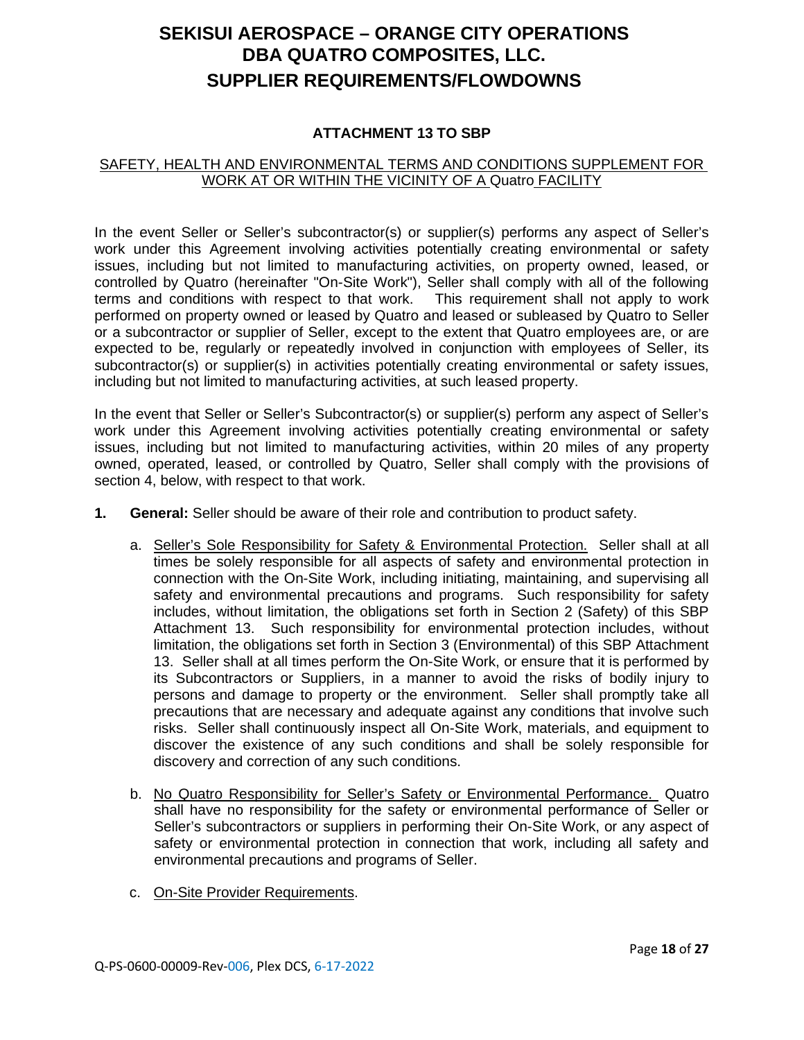# SEKISUI AEROSPACE – ORANGE CITY OPERATIONS
# DBA QUATRO COMPOSITES, LLC.
# SUPPLIER REQUIREMENTS/FLOWDOWNS

### ATTACHMENT 13 TO SBP

SAFETY, HEALTH AND ENVIRONMENTAL TERMS AND CONDITIONS SUPPLEMENT FOR WORK AT OR WITHIN THE VICINITY OF A Quatro FACILITY

In the event Seller or Seller's subcontractor(s) or supplier(s) performs any aspect of Seller's work under this Agreement involving activities potentially creating environmental or safety issues, including but not limited to manufacturing activities, on property owned, leased, or controlled by Quatro (hereinafter "On-Site Work"), Seller shall comply with all of the following terms and conditions with respect to that work. This requirement shall not apply to work performed on property owned or leased by Quatro and leased or subleased by Quatro to Seller or a subcontractor or supplier of Seller, except to the extent that Quatro employees are, or are expected to be, regularly or repeatedly involved in conjunction with employees of Seller, its subcontractor(s) or supplier(s) in activities potentially creating environmental or safety issues, including but not limited to manufacturing activities, at such leased property.

In the event that Seller or Seller's Subcontractor(s) or supplier(s) perform any aspect of Seller's work under this Agreement involving activities potentially creating environmental or safety issues, including but not limited to manufacturing activities, within 20 miles of any property owned, operated, leased, or controlled by Quatro, Seller shall comply with the provisions of section 4, below, with respect to that work.

1. **General:** Seller should be aware of their role and contribution to product safety.

   a. Seller's Sole Responsibility for Safety & Environmental Protection. Seller shall at all times be solely responsible for all aspects of safety and environmental protection in connection with the On-Site Work, including initiating, maintaining, and supervising all safety and environmental precautions and programs. Such responsibility for safety includes, without limitation, the obligations set forth in Section 2 (Safety) of this SBP Attachment 13. Such responsibility for environmental protection includes, without limitation, the obligations set forth in Section 3 (Environmental) of this SBP Attachment 13. Seller shall at all times perform the On-Site Work, or ensure that it is performed by its Subcontractors or Suppliers, in a manner to avoid the risks of bodily injury to persons and damage to property or the environment. Seller shall promptly take all precautions that are necessary and adequate against any conditions that involve such risks. Seller shall continuously inspect all On-Site Work, materials, and equipment to discover the existence of any such conditions and shall be solely responsible for discovery and correction of any such conditions.

   b. No Quatro Responsibility for Seller's Safety or Environmental Performance. Quatro shall have no responsibility for the safety or environmental performance of Seller or Seller's subcontractors or suppliers in performing their On-Site Work, or any aspect of safety or environmental protection in connection that work, including all safety and environmental precautions and programs of Seller.

   c. On-Site Provider Requirements.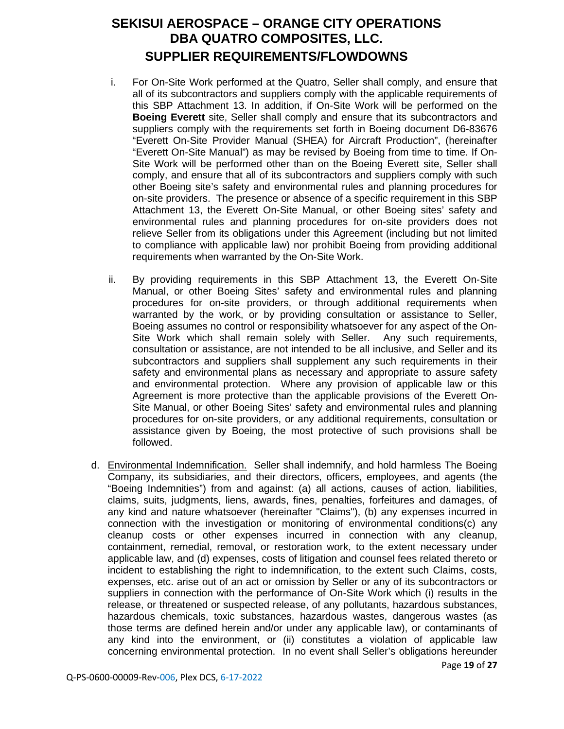i. For On-Site Work performed at the Quatro, Seller shall comply, and ensure that all of its subcontractors and suppliers comply with the applicable requirements of this SBP Attachment 13. In addition, if On-Site Work will be performed on the **Boeing Everett** site, Seller shall comply and ensure that its subcontractors and suppliers comply with the requirements set forth in Boeing document D6-83676 "Everett On-Site Provider Manual (SHEA) for Aircraft Production", (hereinafter "Everett On-Site Manual") as may be revised by Boeing from time to time. If On-Site Work will be performed other than on the Boeing Everett site, Seller shall comply, and ensure that all of its subcontractors and suppliers comply with such other Boeing site's safety and environmental rules and planning procedures for on-site providers. The presence or absence of a specific requirement in this SBP Attachment 13, the Everett On-Site Manual, or other Boeing sites' safety and environmental rules and planning procedures for on-site providers does not relieve Seller from its obligations under this Agreement (including but not limited to compliance with applicable law) nor prohibit Boeing from providing additional requirements when warranted by the On-Site Work.

ii. By providing requirements in this SBP Attachment 13, the Everett On-Site Manual, or other Boeing Sites' safety and environmental rules and planning procedures for on-site providers, or through additional requirements when warranted by the work, or by providing consultation or assistance to Seller, Boeing assumes no control or responsibility whatsoever for any aspect of the On-Site Work which shall remain solely with Seller. Any such requirements, consultation or assistance, are not intended to be all inclusive, and Seller and its subcontractors and suppliers shall supplement any such requirements in their safety and environmental plans as necessary and appropriate to assure safety and environmental protection. Where any provision of applicable law or this Agreement is more protective than the applicable provisions of the Everett On-Site Manual, or other Boeing Sites' safety and environmental rules and planning procedures for on-site providers, or any additional requirements, consultation or assistance given by Boeing, the most protective of such provisions shall be followed.

d. Environmental Indemnification. Seller shall indemnify, and hold harmless The Boeing Company, its subsidiaries, and their directors, officers, employees, and agents (the "Boeing Indemnities") from and against: (a) all actions, causes of action, liabilities, claims, suits, judgments, liens, awards, fines, penalties, forfeitures and damages, of any kind and nature whatsoever (hereinafter "Claims"), (b) any expenses incurred in connection with the investigation or monitoring of environmental conditions(c) any cleanup costs or other expenses incurred in connection with any cleanup, containment, remedial, removal, or restoration work, to the extent necessary under applicable law, and (d) expenses, costs of litigation and counsel fees related thereto or incident to establishing the right to indemnification, to the extent such Claims, costs, expenses, etc. arise out of an act or omission by Seller or any of its subcontractors or suppliers in connection with the performance of On-Site Work which (i) results in the release, or threatened or suspected release, of any pollutants, hazardous substances, hazardous chemicals, toxic substances, hazardous wastes, dangerous wastes (as those terms are defined herein and/or under any applicable law), or contaminants of any kind into the environment, or (ii) constitutes a violation of applicable law concerning environmental protection. In no event shall Seller's obligations hereunder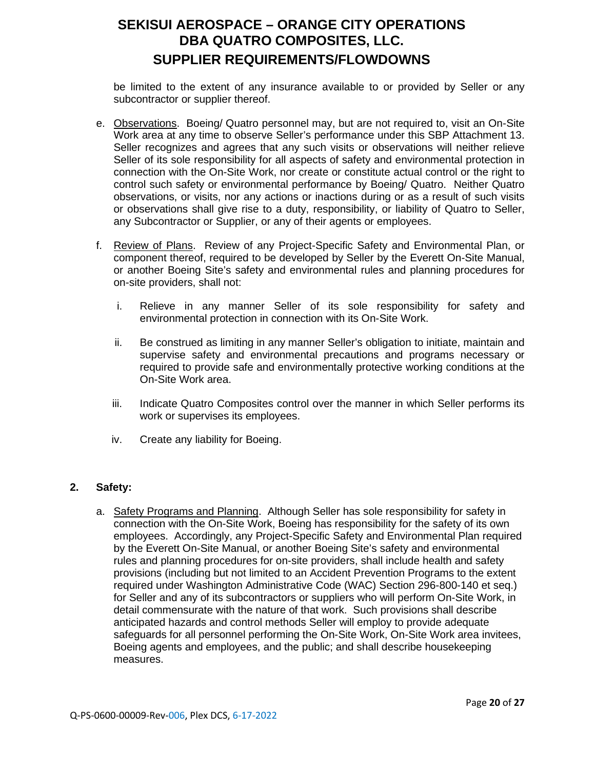be limited to the extent of any insurance available to or provided by Seller or any subcontractor or supplier thereof.

e. Observations. Boeing/ Quatro personnel may, but are not required to, visit an On-Site Work area at any time to observe Seller's performance under this SBP Attachment 13. Seller recognizes and agrees that any such visits or observations will neither relieve Seller of its sole responsibility for all aspects of safety and environmental protection in connection with the On-Site Work, nor create or constitute actual control or the right to control such safety or environmental performance by Boeing/ Quatro. Neither Quatro observations, or visits, nor any actions or inactions during or as a result of such visits or observations shall give rise to a duty, responsibility, or liability of Quatro to Seller, any Subcontractor or Supplier, or any of their agents or employees.

f. Review of Plans. Review of any Project-Specific Safety and Environmental Plan, or component thereof, required to be developed by Seller by the Everett On-Site Manual, or another Boeing Site's safety and environmental rules and planning procedures for on-site providers, shall not:

   i. Relieve in any manner Seller of its sole responsibility for safety and environmental protection in connection with its On-Site Work.

   ii. Be construed as limiting in any manner Seller's obligation to initiate, maintain and supervise safety and environmental precautions and programs necessary or required to provide safe and environmentally protective working conditions at the On-Site Work area.

   iii. Indicate Quatro Composites control over the manner in which Seller performs its work or supervises its employees.

   iv. Create any liability for Boeing.

**2. Safety:**

a. Safety Programs and Planning. Although Seller has sole responsibility for safety in connection with the On-Site Work, Boeing has responsibility for the safety of its own employees. Accordingly, any Project-Specific Safety and Environmental Plan required by the Everett On-Site Manual, or another Boeing Site's safety and environmental rules and planning procedures for on-site providers, shall include health and safety provisions (including but not limited to an Accident Prevention Programs to the extent required under Washington Administrative Code (WAC) Section 296-800-140 et seq.) for Seller and any of its subcontractors or suppliers who will perform On-Site Work, in detail commensurate with the nature of that work. Such provisions shall describe anticipated hazards and control methods Seller will employ to provide adequate safeguards for all personnel performing the On-Site Work, On-Site Work area invitees, Boeing agents and employees, and the public; and shall describe housekeeping measures.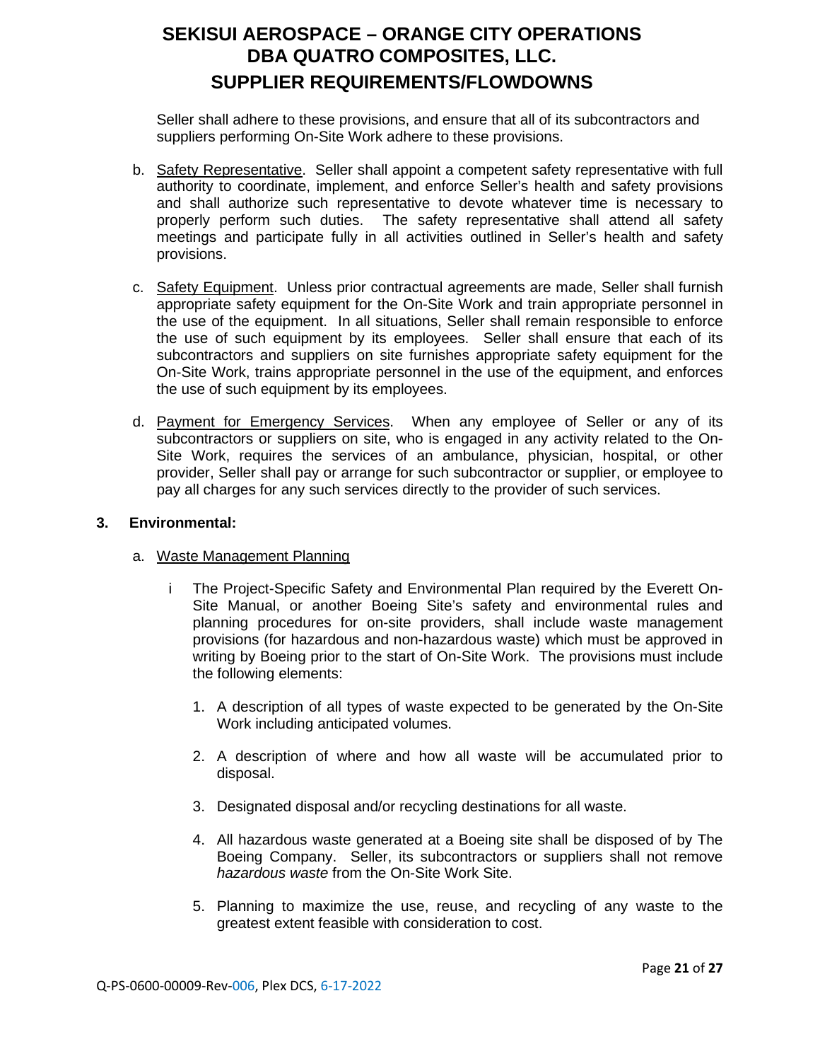Seller shall adhere to these provisions, and ensure that all of its subcontractors and suppliers performing On-Site Work adhere to these provisions.

b. Safety Representative. Seller shall appoint a competent safety representative with full authority to coordinate, implement, and enforce Seller's health and safety provisions and shall authorize such representative to devote whatever time is necessary to properly perform such duties. The safety representative shall attend all safety meetings and participate fully in all activities outlined in Seller's health and safety provisions.

c. Safety Equipment. Unless prior contractual agreements are made, Seller shall furnish appropriate safety equipment for the On-Site Work and train appropriate personnel in the use of the equipment. In all situations, Seller shall remain responsible to enforce the use of such equipment by its employees. Seller shall ensure that each of its subcontractors and suppliers on site furnishes appropriate safety equipment for the On-Site Work, trains appropriate personnel in the use of the equipment, and enforces the use of such equipment by its employees.

d. Payment for Emergency Services. When any employee of Seller or any of its subcontractors or suppliers on site, who is engaged in any activity related to the On-Site Work, requires the services of an ambulance, physician, hospital, or other provider, Seller shall pay or arrange for such subcontractor or supplier, or employee to pay all charges for any such services directly to the provider of such services.

**3. Environmental:**

a. Waste Management Planning

i The Project-Specific Safety and Environmental Plan required by the Everett On-Site Manual, or another Boeing Site's safety and environmental rules and planning procedures for on-site providers, shall include waste management provisions (for hazardous and non-hazardous waste) which must be approved in writing by Boeing prior to the start of On-Site Work. The provisions must include the following elements:

1. A description of all types of waste expected to be generated by the On-Site Work including anticipated volumes.

2. A description of where and how all waste will be accumulated prior to disposal.

3. Designated disposal and/or recycling destinations for all waste.

4. All hazardous waste generated at a Boeing site shall be disposed of by The Boeing Company. Seller, its subcontractors or suppliers shall not remove *hazardous waste* from the On-Site Work Site.

5. Planning to maximize the use, reuse, and recycling of any waste to the greatest extent feasible with consideration to cost.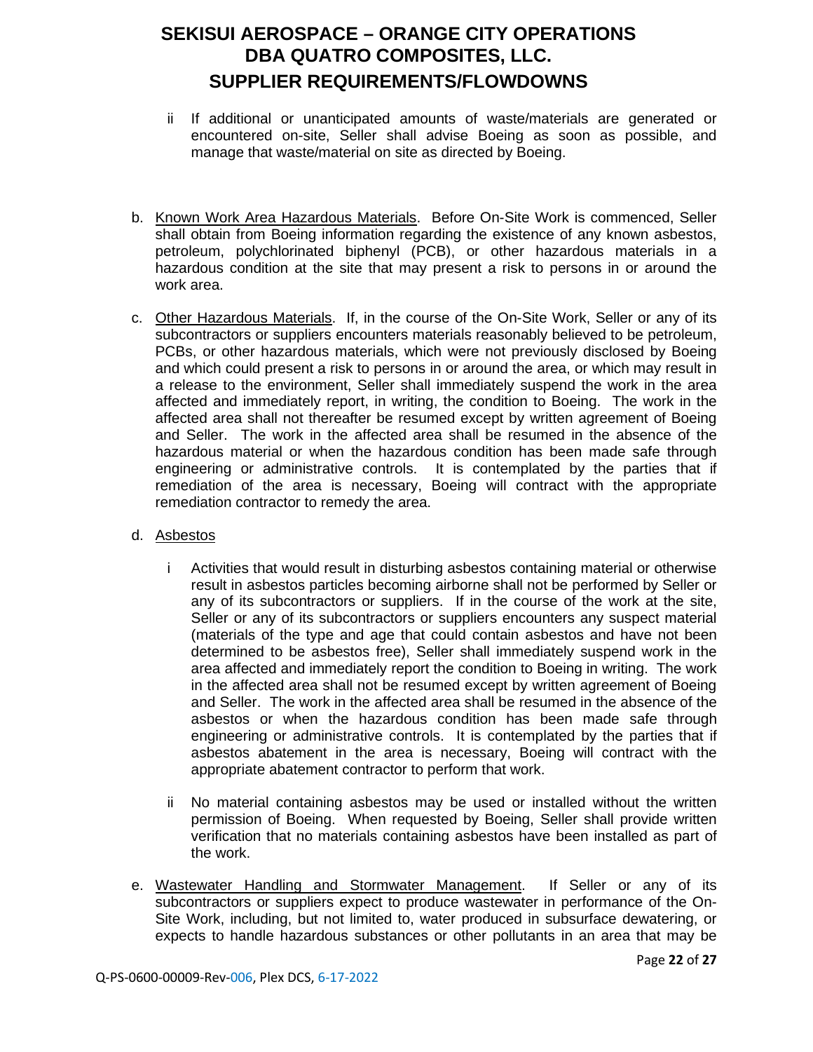ii If additional or unanticipated amounts of waste/materials are generated or encountered on-site, Seller shall advise Boeing as soon as possible, and manage that waste/material on site as directed by Boeing.

b. Known Work Area Hazardous Materials. Before On-Site Work is commenced, Seller shall obtain from Boeing information regarding the existence of any known asbestos, petroleum, polychlorinated biphenyl (PCB), or other hazardous materials in a hazardous condition at the site that may present a risk to persons in or around the work area.

c. Other Hazardous Materials. If, in the course of the On-Site Work, Seller or any of its subcontractors or suppliers encounters materials reasonably believed to be petroleum, PCBs, or other hazardous materials, which were not previously disclosed by Boeing and which could present a risk to persons in or around the area, or which may result in a release to the environment, Seller shall immediately suspend the work in the area affected and immediately report, in writing, the condition to Boeing. The work in the affected area shall not thereafter be resumed except by written agreement of Boeing and Seller. The work in the affected area shall be resumed in the absence of the hazardous material or when the hazardous condition has been made safe through engineering or administrative controls. It is contemplated by the parties that if remediation of the area is necessary, Boeing will contract with the appropriate remediation contractor to remedy the area.

d. Asbestos

i Activities that would result in disturbing asbestos containing material or otherwise result in asbestos particles becoming airborne shall not be performed by Seller or any of its subcontractors or suppliers. If in the course of the work at the site, Seller or any of its subcontractors or suppliers encounters any suspect material (materials of the type and age that could contain asbestos and have not been determined to be asbestos free), Seller shall immediately suspend work in the area affected and immediately report the condition to Boeing in writing. The work in the affected area shall not be resumed except by written agreement of Boeing and Seller. The work in the affected area shall be resumed in the absence of the asbestos or when the hazardous condition has been made safe through engineering or administrative controls. It is contemplated by the parties that if asbestos abatement in the area is necessary, Boeing will contract with the appropriate abatement contractor to perform that work.

ii No material containing asbestos may be used or installed without the written permission of Boeing. When requested by Boeing, Seller shall provide written verification that no materials containing asbestos have been installed as part of the work.

e. Wastewater Handling and Stormwater Management. If Seller or any of its subcontractors or suppliers expect to produce wastewater in performance of the On-Site Work, including, but not limited to, water produced in subsurface dewatering, or expects to handle hazardous substances or other pollutants in an area that may be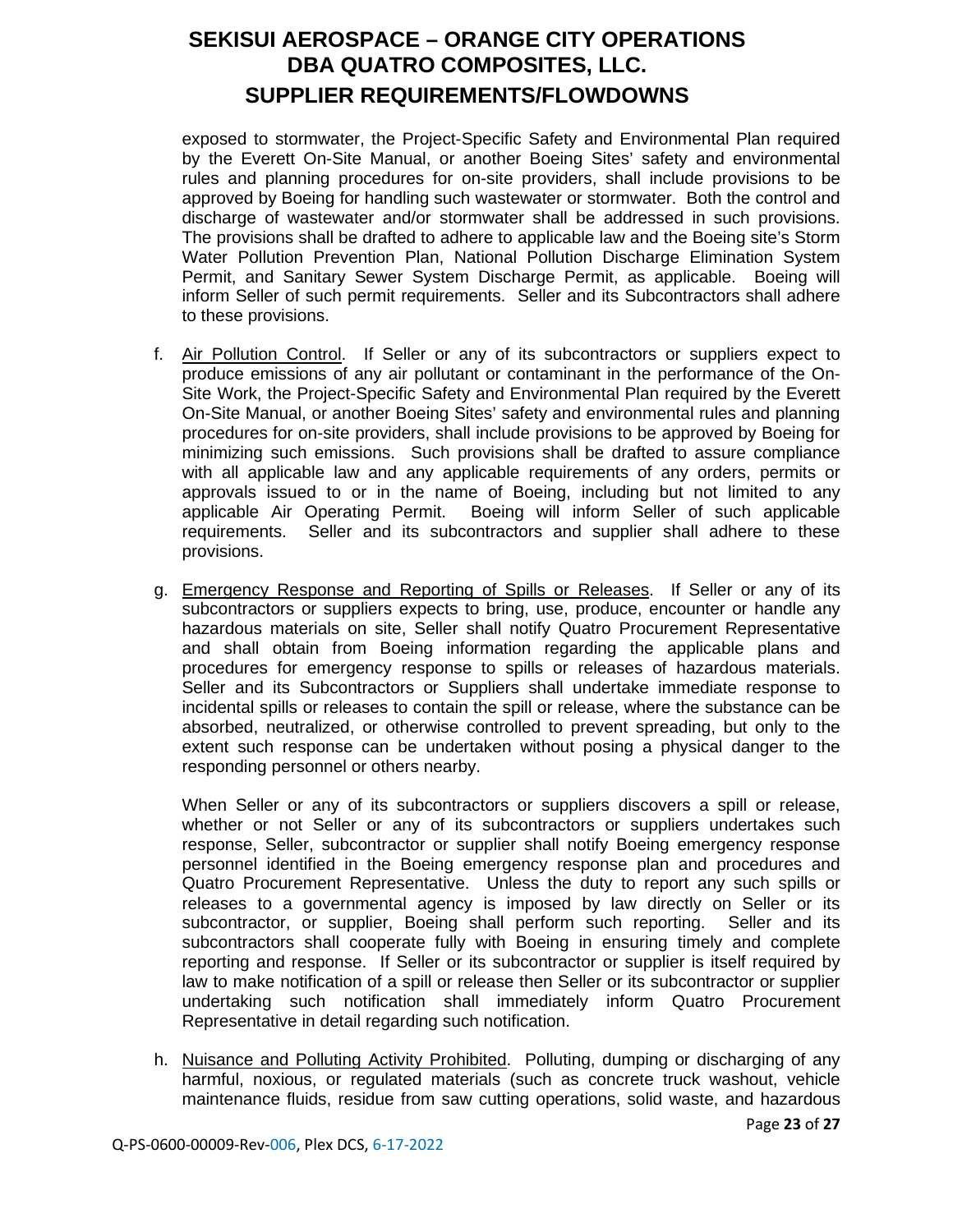exposed to stormwater, the Project-Specific Safety and Environmental Plan required by the Everett On-Site Manual, or another Boeing Sites' safety and environmental rules and planning procedures for on-site providers, shall include provisions to be approved by Boeing for handling such wastewater or stormwater. Both the control and discharge of wastewater and/or stormwater shall be addressed in such provisions. The provisions shall be drafted to adhere to applicable law and the Boeing site's Storm Water Pollution Prevention Plan, National Pollution Discharge Elimination System Permit, and Sanitary Sewer System Discharge Permit, as applicable. Boeing will inform Seller of such permit requirements. Seller and its Subcontractors shall adhere to these provisions.

f. Air Pollution Control. If Seller or any of its subcontractors or suppliers expect to produce emissions of any air pollutant or contaminant in the performance of the On-Site Work, the Project-Specific Safety and Environmental Plan required by the Everett On-Site Manual, or another Boeing Sites' safety and environmental rules and planning procedures for on-site providers, shall include provisions to be approved by Boeing for minimizing such emissions. Such provisions shall be drafted to assure compliance with all applicable law and any applicable requirements of any orders, permits or approvals issued to or in the name of Boeing, including but not limited to any applicable Air Operating Permit. Boeing will inform Seller of such applicable requirements. Seller and its subcontractors and supplier shall adhere to these provisions.

g. Emergency Response and Reporting of Spills or Releases. If Seller or any of its subcontractors or suppliers expects to bring, use, produce, encounter or handle any hazardous materials on site, Seller shall notify Quatro Procurement Representative and shall obtain from Boeing information regarding the applicable plans and procedures for emergency response to spills or releases of hazardous materials. Seller and its Subcontractors or Suppliers shall undertake immediate response to incidental spills or releases to contain the spill or release, where the substance can be absorbed, neutralized, or otherwise controlled to prevent spreading, but only to the extent such response can be undertaken without posing a physical danger to the responding personnel or others nearby.

   When Seller or any of its subcontractors or suppliers discovers a spill or release, whether or not Seller or any of its subcontractors or suppliers undertakes such response, Seller, subcontractor or supplier shall notify Boeing emergency response personnel identified in the Boeing emergency response plan and procedures and Quatro Procurement Representative. Unless the duty to report any such spills or releases to a governmental agency is imposed by law directly on Seller or its subcontractor, or supplier, Boeing shall perform such reporting. Seller and its subcontractors shall cooperate fully with Boeing in ensuring timely and complete reporting and response. If Seller or its subcontractor or supplier is itself required by law to make notification of a spill or release then Seller or its subcontractor or supplier undertaking such notification shall immediately inform Quatro Procurement Representative in detail regarding such notification.

h. Nuisance and Polluting Activity Prohibited. Polluting, dumping or discharging of any harmful, noxious, or regulated materials (such as concrete truck washout, vehicle maintenance fluids, residue from saw cutting operations, solid waste, and hazardous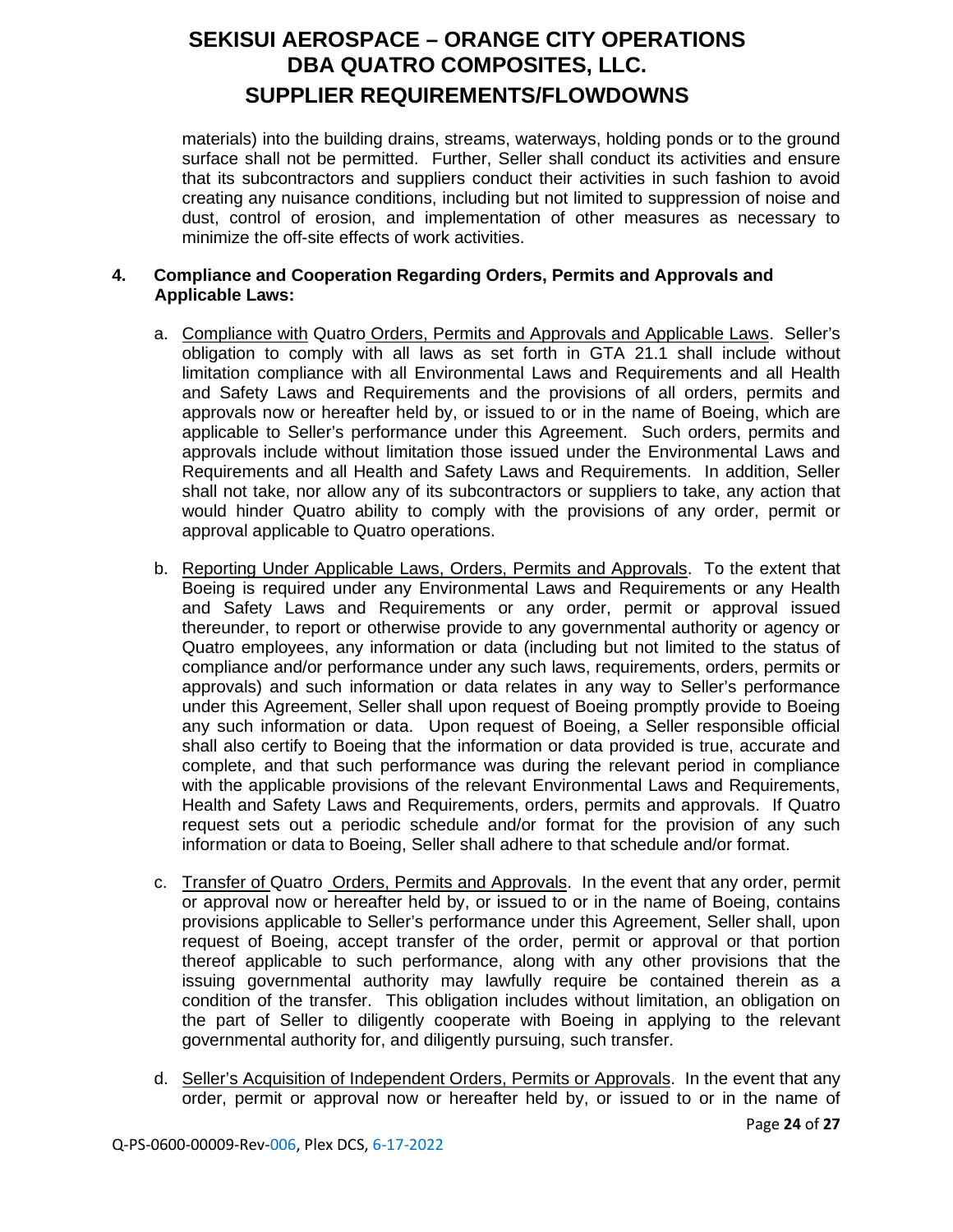materials) into the building drains, streams, waterways, holding ponds or to the ground surface shall not be permitted. Further, Seller shall conduct its activities and ensure that its subcontractors and suppliers conduct their activities in such fashion to avoid creating any nuisance conditions, including but not limited to suppression of noise and dust, control of erosion, and implementation of other measures as necessary to minimize the off-site effects of work activities.

**4. Compliance and Cooperation Regarding Orders, Permits and Approvals and Applicable Laws:**

a. Compliance with Quatro Orders, Permits and Approvals and Applicable Laws. Seller's obligation to comply with all laws as set forth in GTA 21.1 shall include without limitation compliance with all Environmental Laws and Requirements and all Health and Safety Laws and Requirements and the provisions of all orders, permits and approvals now or hereafter held by, or issued to or in the name of Boeing, which are applicable to Seller's performance under this Agreement. Such orders, permits and approvals include without limitation those issued under the Environmental Laws and Requirements and all Health and Safety Laws and Requirements. In addition, Seller shall not take, nor allow any of its subcontractors or suppliers to take, any action that would hinder Quatro ability to comply with the provisions of any order, permit or approval applicable to Quatro operations.

b. Reporting Under Applicable Laws, Orders, Permits and Approvals. To the extent that Boeing is required under any Environmental Laws and Requirements or any Health and Safety Laws and Requirements or any order, permit or approval issued thereunder, to report or otherwise provide to any governmental authority or agency or Quatro employees, any information or data (including but not limited to the status of compliance and/or performance under any such laws, requirements, orders, permits or approvals) and such information or data relates in any way to Seller's performance under this Agreement, Seller shall upon request of Boeing promptly provide to Boeing any such information or data. Upon request of Boeing, a Seller responsible official shall also certify to Boeing that the information or data provided is true, accurate and complete, and that such performance was during the relevant period in compliance with the applicable provisions of the relevant Environmental Laws and Requirements, Health and Safety Laws and Requirements, orders, permits and approvals. If Quatro request sets out a periodic schedule and/or format for the provision of any such information or data to Boeing, Seller shall adhere to that schedule and/or format.

c. Transfer of Quatro Orders, Permits and Approvals. In the event that any order, permit or approval now or hereafter held by, or issued to or in the name of Boeing, contains provisions applicable to Seller's performance under this Agreement, Seller shall, upon request of Boeing, accept transfer of the order, permit or approval or that portion thereof applicable to such performance, along with any other provisions that the issuing governmental authority may lawfully require be contained therein as a condition of the transfer. This obligation includes without limitation, an obligation on the part of Seller to diligently cooperate with Boeing in applying to the relevant governmental authority for, and diligently pursuing, such transfer.

d. Seller's Acquisition of Independent Orders, Permits or Approvals. In the event that any order, permit or approval now or hereafter held by, or issued to or in the name of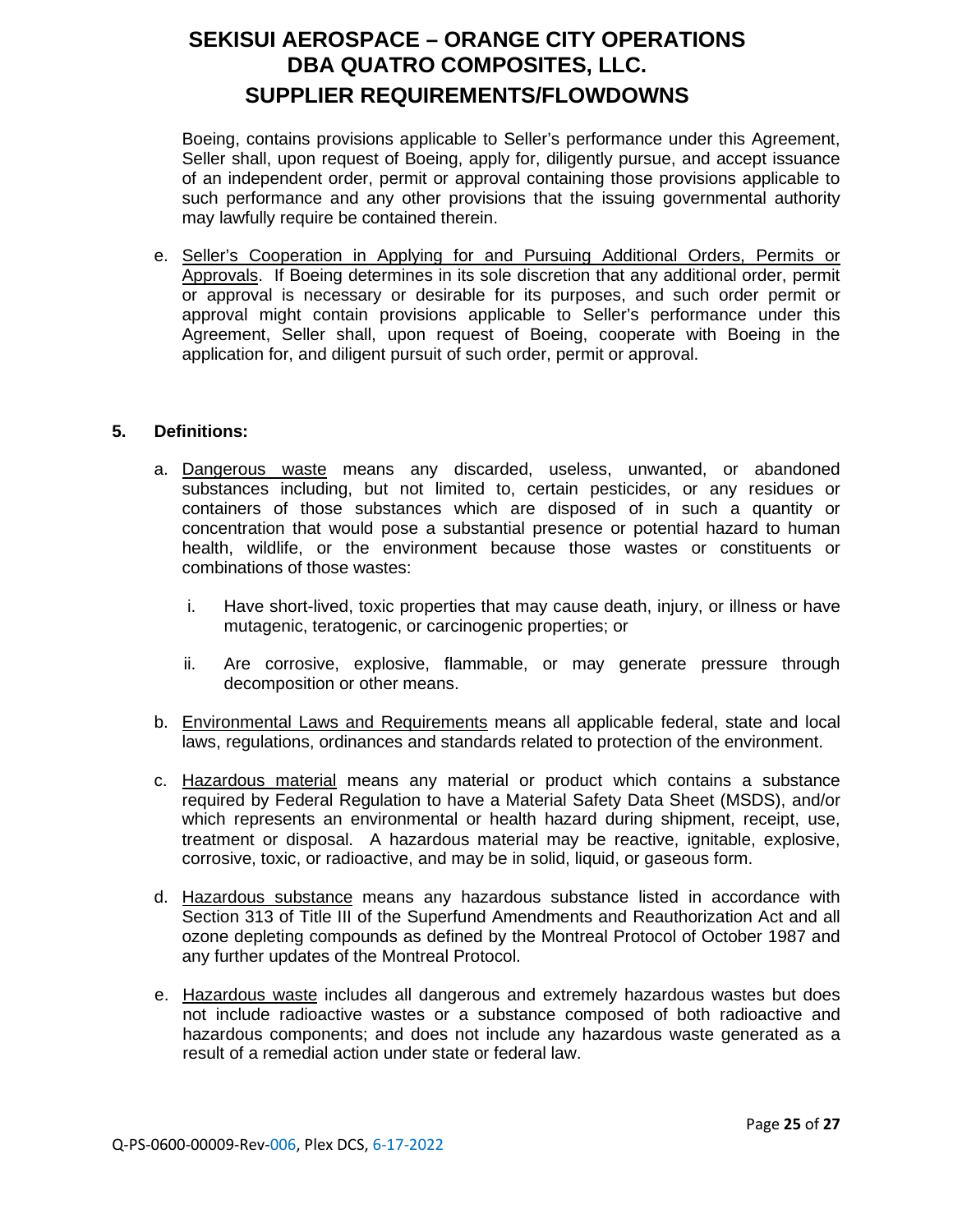Boeing, contains provisions applicable to Seller's performance under this Agreement, Seller shall, upon request of Boeing, apply for, diligently pursue, and accept issuance of an independent order, permit or approval containing those provisions applicable to such performance and any other provisions that the issuing governmental authority may lawfully require be contained therein.

e. Seller's Cooperation in Applying for and Pursuing Additional Orders, Permits or Approvals. If Boeing determines in its sole discretion that any additional order, permit or approval is necessary or desirable for its purposes, and such order permit or approval might contain provisions applicable to Seller's performance under this Agreement, Seller shall, upon request of Boeing, cooperate with Boeing in the application for, and diligent pursuit of such order, permit or approval.

**5. Definitions:**

a. Dangerous waste means any discarded, useless, unwanted, or abandoned substances including, but not limited to, certain pesticides, or any residues or containers of those substances which are disposed of in such a quantity or concentration that would pose a substantial presence or potential hazard to human health, wildlife, or the environment because those wastes or constituents or combinations of those wastes:

   i. Have short-lived, toxic properties that may cause death, injury, or illness or have mutagenic, teratogenic, or carcinogenic properties; or

   ii. Are corrosive, explosive, flammable, or may generate pressure through decomposition or other means.

b. Environmental Laws and Requirements means all applicable federal, state and local laws, regulations, ordinances and standards related to protection of the environment.

c. Hazardous material means any material or product which contains a substance required by Federal Regulation to have a Material Safety Data Sheet (MSDS), and/or which represents an environmental or health hazard during shipment, receipt, use, treatment or disposal. A hazardous material may be reactive, ignitable, explosive, corrosive, toxic, or radioactive, and may be in solid, liquid, or gaseous form.

d. Hazardous substance means any hazardous substance listed in accordance with Section 313 of Title III of the Superfund Amendments and Reauthorization Act and all ozone depleting compounds as defined by the Montreal Protocol of October 1987 and any further updates of the Montreal Protocol.

e. Hazardous waste includes all dangerous and extremely hazardous wastes but does not include radioactive wastes or a substance composed of both radioactive and hazardous components; and does not include any hazardous waste generated as a result of a remedial action under state or federal law.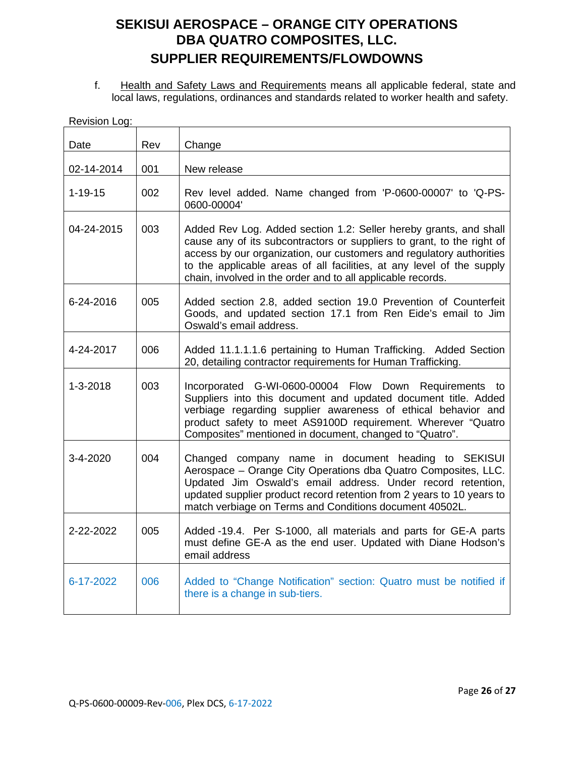f. <u>Health and Safety Laws and Requirements</u> means all applicable federal, state and local laws, regulations, ordinances and standards related to worker health and safety.

Revision Log:

| Date | Rev | Change |
|---|---|---|
| 02-14-2014 | 001 | New release |
| 1-19-15 | 002 | Rev level added. Name changed from 'P-0600-00007' to 'Q-PS-0600-00004' |
| 04-24-2015 | 003 | Added Rev Log. Added section 1.2: Seller hereby grants, and shall cause any of its subcontractors or suppliers to grant, to the right of access by our organization, our customers and regulatory authorities to the applicable areas of all facilities, at any level of the supply chain, involved in the order and to all applicable records. |
| 6-24-2016 | 005 | Added section 2.8, added section 19.0 Prevention of Counterfeit Goods, and updated section 17.1 from Ren Eide's email to Jim Oswald's email address. |
| 4-24-2017 | 006 | Added 11.1.1.1.6 pertaining to Human Trafficking. Added Section 20, detailing contractor requirements for Human Trafficking. |
| 1-3-2018 | 003 | Incorporated G-WI-0600-00004 Flow Down Requirements to Suppliers into this document and updated document title. Added verbiage regarding supplier awareness of ethical behavior and product safety to meet AS9100D requirement. Wherever "Quatro Composites" mentioned in document, changed to "Quatro". |
| 3-4-2020 | 004 | Changed company name in document heading to SEKISUI Aerospace – Orange City Operations dba Quatro Composites, LLC. Updated Jim Oswald's email address. Under record retention, updated supplier product record retention from 2 years to 10 years to match verbiage on Terms and Conditions document 40502L. |
| 2-22-2022 | 005 | Added -19.4. Per S-1000, all materials and parts for GE-A parts must define GE-A as the end user. Updated with Diane Hodson's email address |
| 6-17-2022 | 006 | Added to "Change Notification" section: Quatro must be notified if there is a change in sub-tiers. |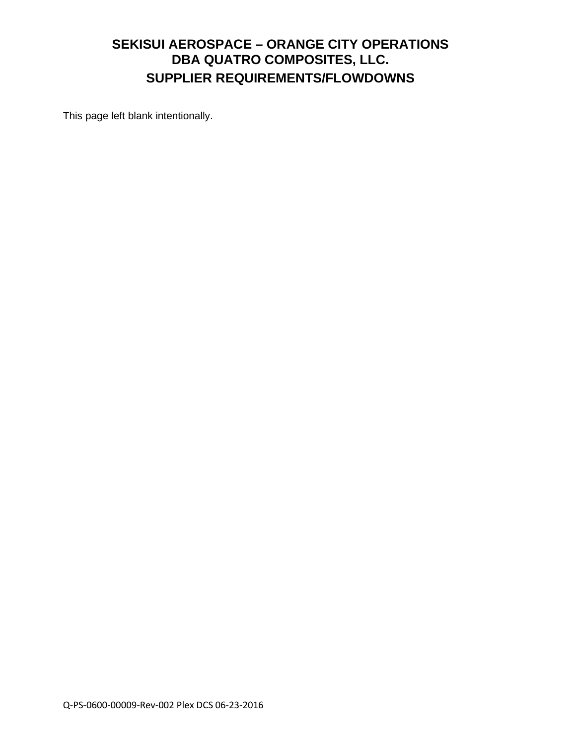**SEKISUI AEROSPACE – ORANGE CITY OPERATIONS**
**DBA QUATRO COMPOSITES, LLC.**
**SUPPLIER REQUIREMENTS/FLOWDOWNS**

This page left blank intentionally.